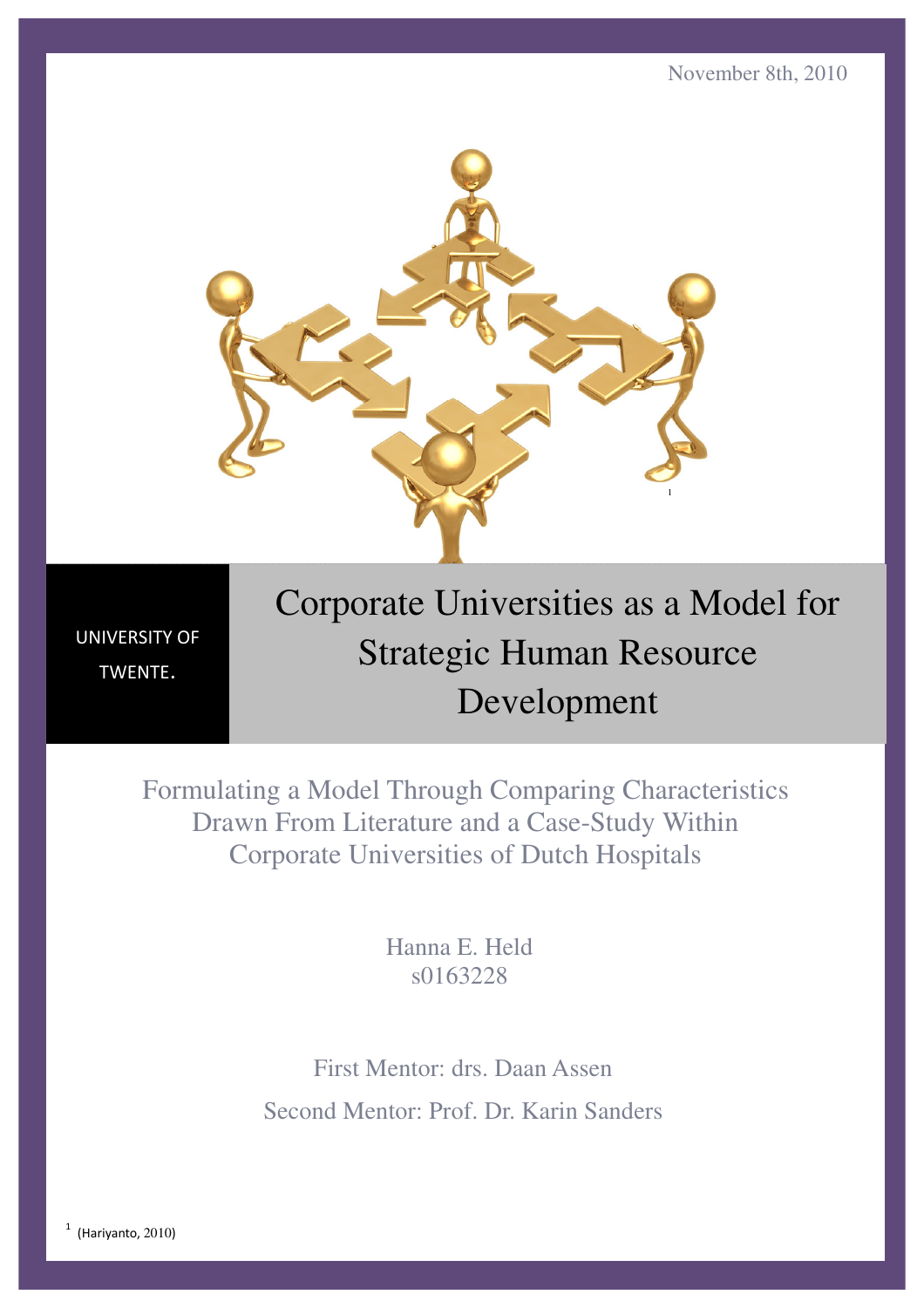November 8th, 2010

UNIVERSITY OF TWENTE.

# Corporate Universities as a Model for Strategic Human Resource Development

Formulating a Model Through Comparing Characteristics Drawn From Literature and a Case-Study Within Corporate Universities of Dutch Hospitals

Hanna E. Held
s0163228

First Mentor: drs. Daan Assen

Second Mentor: Prof. Dr. Karin Sanders

[1] (Hariyanto, 2010)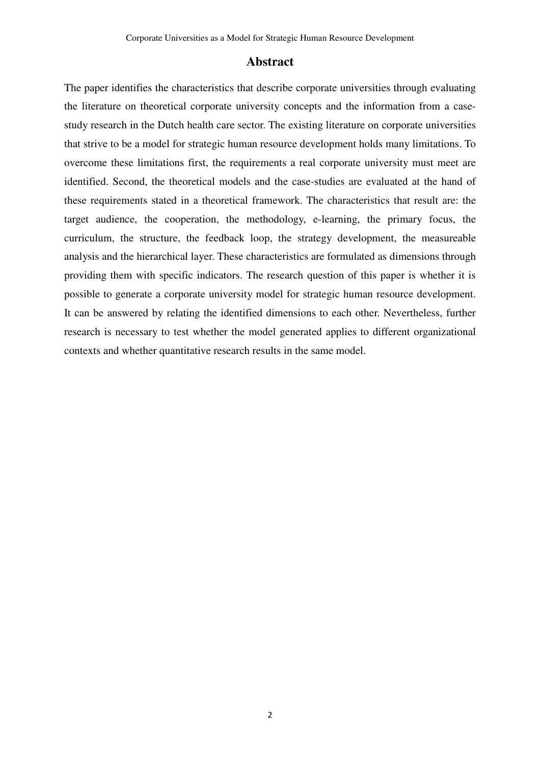# Abstract

The paper identifies the characteristics that describe corporate universities through evaluating the literature on theoretical corporate university concepts and the information from a case-study research in the Dutch health care sector. The existing literature on corporate universities that strive to be a model for strategic human resource development holds many limitations. To overcome these limitations first, the requirements a real corporate university must meet are identified. Second, the theoretical models and the case-studies are evaluated at the hand of these requirements stated in a theoretical framework. The characteristics that result are: the target audience, the cooperation, the methodology, e-learning, the primary focus, the curriculum, the structure, the feedback loop, the strategy development, the measureable analysis and the hierarchical layer. These characteristics are formulated as dimensions through providing them with specific indicators. The research question of this paper is whether it is possible to generate a corporate university model for strategic human resource development. It can be answered by relating the identified dimensions to each other. Nevertheless, further research is necessary to test whether the model generated applies to different organizational contexts and whether quantitative research results in the same model.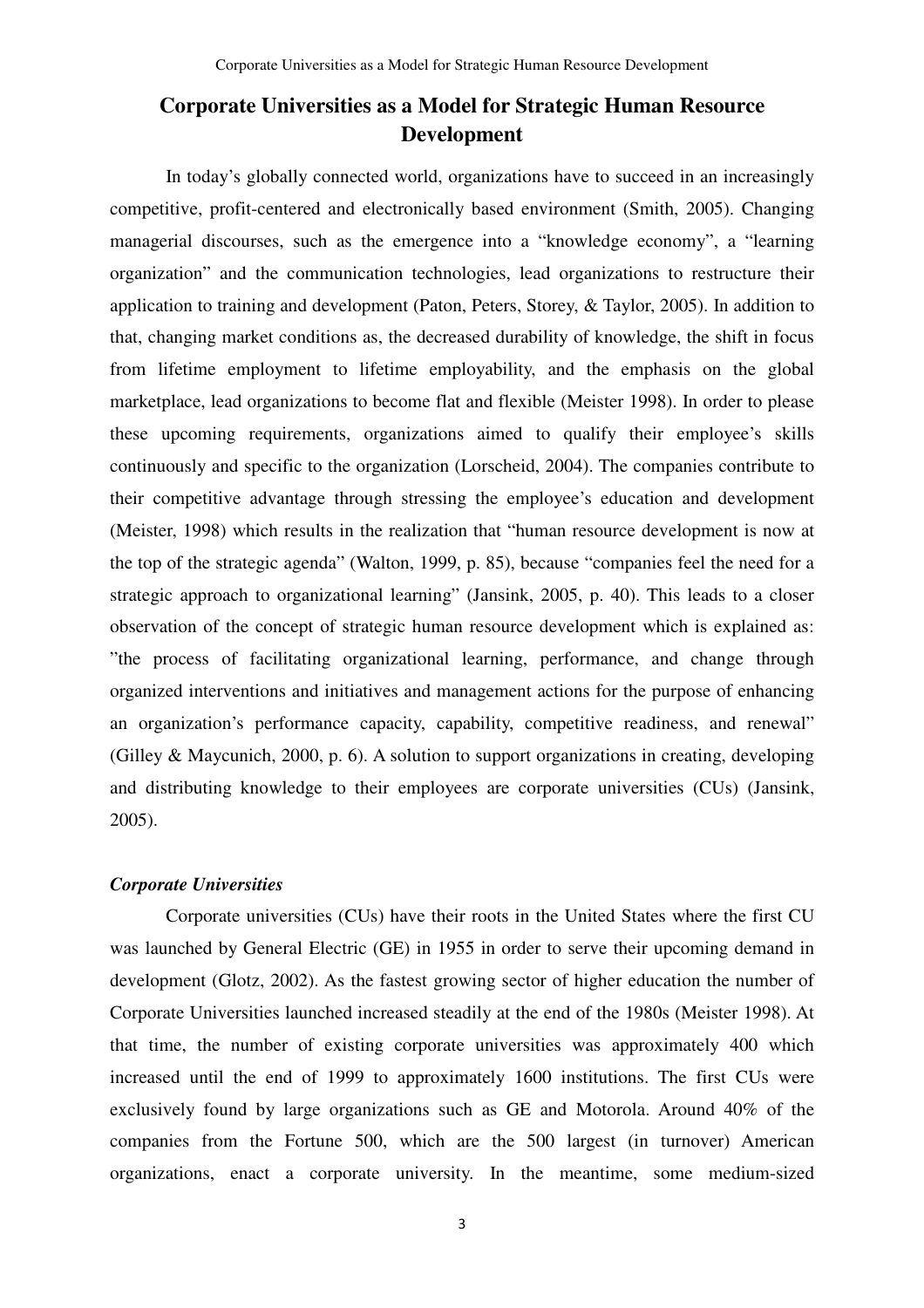# Corporate Universities as a Model for Strategic Human Resource Development

In today's globally connected world, organizations have to succeed in an increasingly competitive, profit-centered and electronically based environment (Smith, 2005). Changing managerial discourses, such as the emergence into a "knowledge economy", a "learning organization" and the communication technologies, lead organizations to restructure their application to training and development (Paton, Peters, Storey, & Taylor, 2005). In addition to that, changing market conditions as, the decreased durability of knowledge, the shift in focus from lifetime employment to lifetime employability, and the emphasis on the global marketplace, lead organizations to become flat and flexible (Meister 1998). In order to please these upcoming requirements, organizations aimed to qualify their employee's skills continuously and specific to the organization (Lorscheid, 2004). The companies contribute to their competitive advantage through stressing the employee's education and development (Meister, 1998) which results in the realization that "human resource development is now at the top of the strategic agenda" (Walton, 1999, p. 85), because "companies feel the need for a strategic approach to organizational learning" (Jansink, 2005, p. 40). This leads to a closer observation of the concept of strategic human resource development which is explained as: "the process of facilitating organizational learning, performance, and change through organized interventions and initiatives and management actions for the purpose of enhancing an organization's performance capacity, capability, competitive readiness, and renewal" (Gilley & Maycunich, 2000, p. 6). A solution to support organizations in creating, developing and distributing knowledge to their employees are corporate universities (CUs) (Jansink, 2005).

### *Corporate Universities*

Corporate universities (CUs) have their roots in the United States where the first CU was launched by General Electric (GE) in 1955 in order to serve their upcoming demand in development (Glotz, 2002). As the fastest growing sector of higher education the number of Corporate Universities launched increased steadily at the end of the 1980s (Meister 1998). At that time, the number of existing corporate universities was approximately 400 which increased until the end of 1999 to approximately 1600 institutions. The first CUs were exclusively found by large organizations such as GE and Motorola. Around 40% of the companies from the Fortune 500, which are the 500 largest (in turnover) American organizations, enact a corporate university. In the meantime, some medium-sized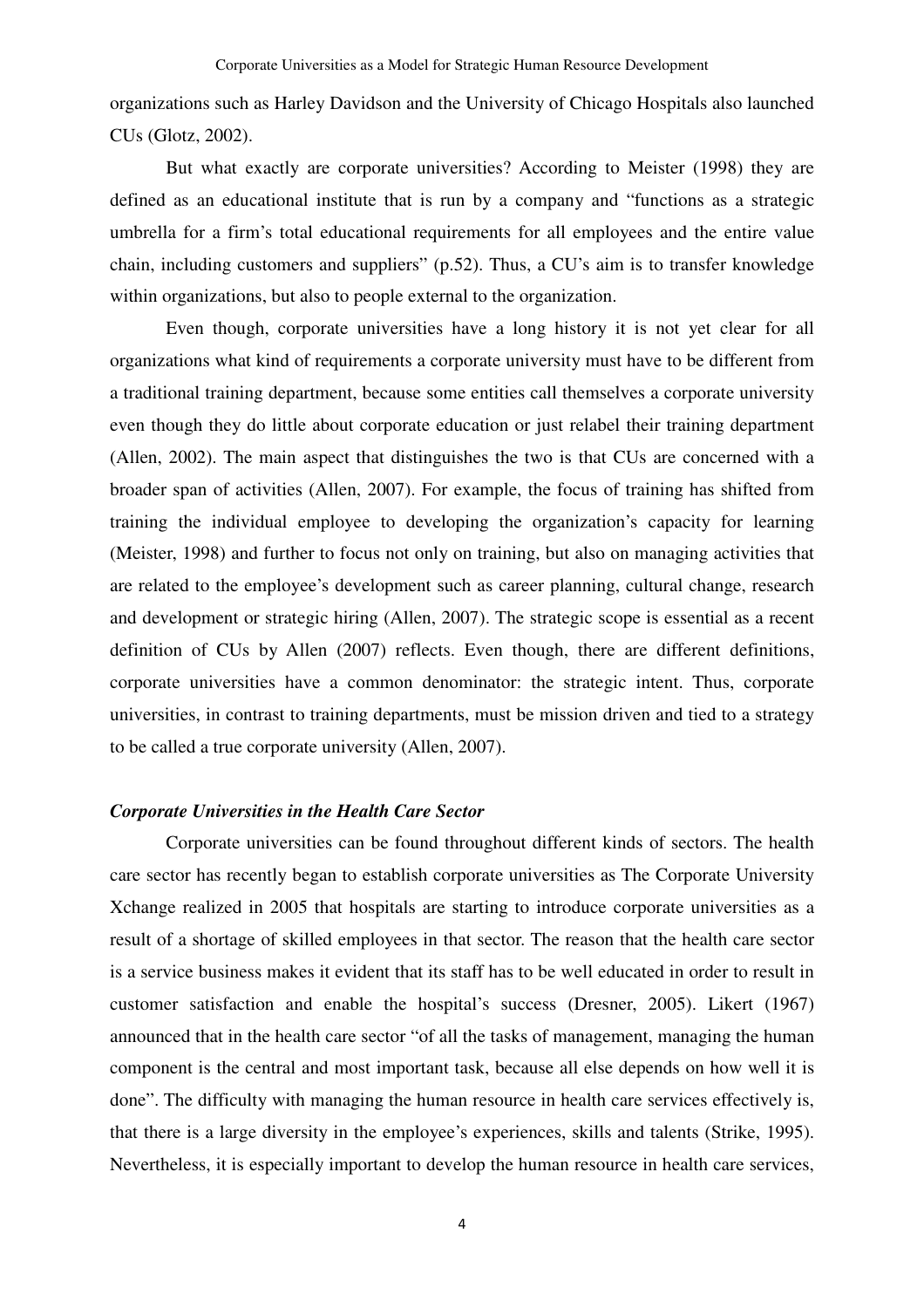organizations such as Harley Davidson and the University of Chicago Hospitals also launched CUs (Glotz, 2002).

But what exactly are corporate universities? According to Meister (1998) they are defined as an educational institute that is run by a company and "functions as a strategic umbrella for a firm's total educational requirements for all employees and the entire value chain, including customers and suppliers" (p.52). Thus, a CU's aim is to transfer knowledge within organizations, but also to people external to the organization.

Even though, corporate universities have a long history it is not yet clear for all organizations what kind of requirements a corporate university must have to be different from a traditional training department, because some entities call themselves a corporate university even though they do little about corporate education or just relabel their training department (Allen, 2002). The main aspect that distinguishes the two is that CUs are concerned with a broader span of activities (Allen, 2007). For example, the focus of training has shifted from training the individual employee to developing the organization's capacity for learning (Meister, 1998) and further to focus not only on training, but also on managing activities that are related to the employee's development such as career planning, cultural change, research and development or strategic hiring (Allen, 2007). The strategic scope is essential as a recent definition of CUs by Allen (2007) reflects. Even though, there are different definitions, corporate universities have a common denominator: the strategic intent. Thus, corporate universities, in contrast to training departments, must be mission driven and tied to a strategy to be called a true corporate university (Allen, 2007).

***Corporate Universities in the Health Care Sector***

Corporate universities can be found throughout different kinds of sectors. The health care sector has recently began to establish corporate universities as The Corporate University Xchange realized in 2005 that hospitals are starting to introduce corporate universities as a result of a shortage of skilled employees in that sector. The reason that the health care sector is a service business makes it evident that its staff has to be well educated in order to result in customer satisfaction and enable the hospital's success (Dresner, 2005). Likert (1967) announced that in the health care sector "of all the tasks of management, managing the human component is the central and most important task, because all else depends on how well it is done". The difficulty with managing the human resource in health care services effectively is, that there is a large diversity in the employee's experiences, skills and talents (Strike, 1995). Nevertheless, it is especially important to develop the human resource in health care services,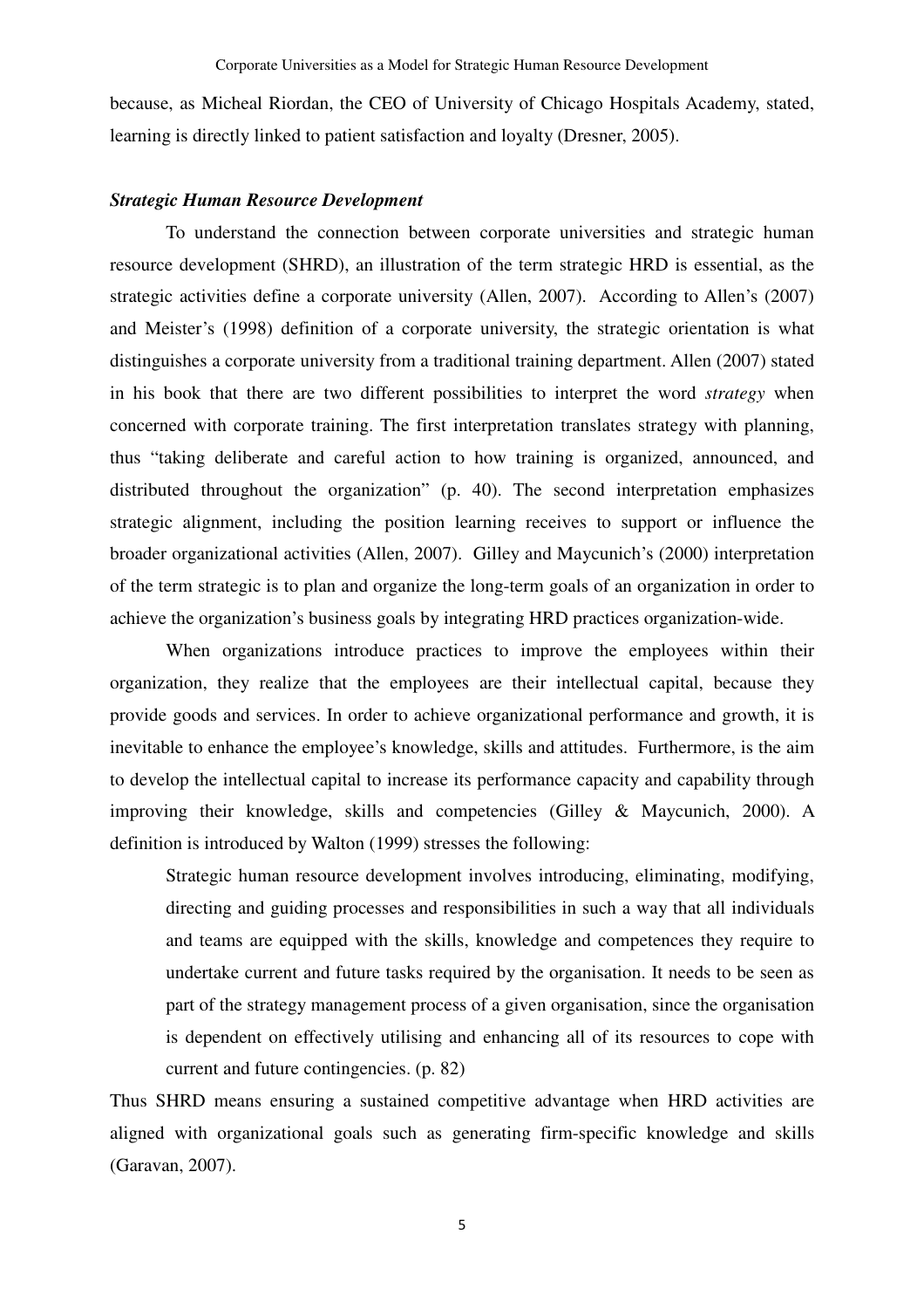because, as Micheal Riordan, the CEO of University of Chicago Hospitals Academy, stated, learning is directly linked to patient satisfaction and loyalty (Dresner, 2005).

### *Strategic Human Resource Development*

To understand the connection between corporate universities and strategic human resource development (SHRD), an illustration of the term strategic HRD is essential, as the strategic activities define a corporate university (Allen, 2007). According to Allen's (2007) and Meister's (1998) definition of a corporate university, the strategic orientation is what distinguishes a corporate university from a traditional training department. Allen (2007) stated in his book that there are two different possibilities to interpret the word *strategy* when concerned with corporate training. The first interpretation translates strategy with planning, thus "taking deliberate and careful action to how training is organized, announced, and distributed throughout the organization" (p. 40). The second interpretation emphasizes strategic alignment, including the position learning receives to support or influence the broader organizational activities (Allen, 2007). Gilley and Maycunich's (2000) interpretation of the term strategic is to plan and organize the long-term goals of an organization in order to achieve the organization's business goals by integrating HRD practices organization-wide.

When organizations introduce practices to improve the employees within their organization, they realize that the employees are their intellectual capital, because they provide goods and services. In order to achieve organizational performance and growth, it is inevitable to enhance the employee's knowledge, skills and attitudes. Furthermore, is the aim to develop the intellectual capital to increase its performance capacity and capability through improving their knowledge, skills and competencies (Gilley & Maycunich, 2000). A definition is introduced by Walton (1999) stresses the following:

> Strategic human resource development involves introducing, eliminating, modifying, directing and guiding processes and responsibilities in such a way that all individuals and teams are equipped with the skills, knowledge and competences they require to undertake current and future tasks required by the organisation. It needs to be seen as part of the strategy management process of a given organisation, since the organisation is dependent on effectively utilising and enhancing all of its resources to cope with current and future contingencies. (p. 82)

Thus SHRD means ensuring a sustained competitive advantage when HRD activities are aligned with organizational goals such as generating firm-specific knowledge and skills (Garavan, 2007).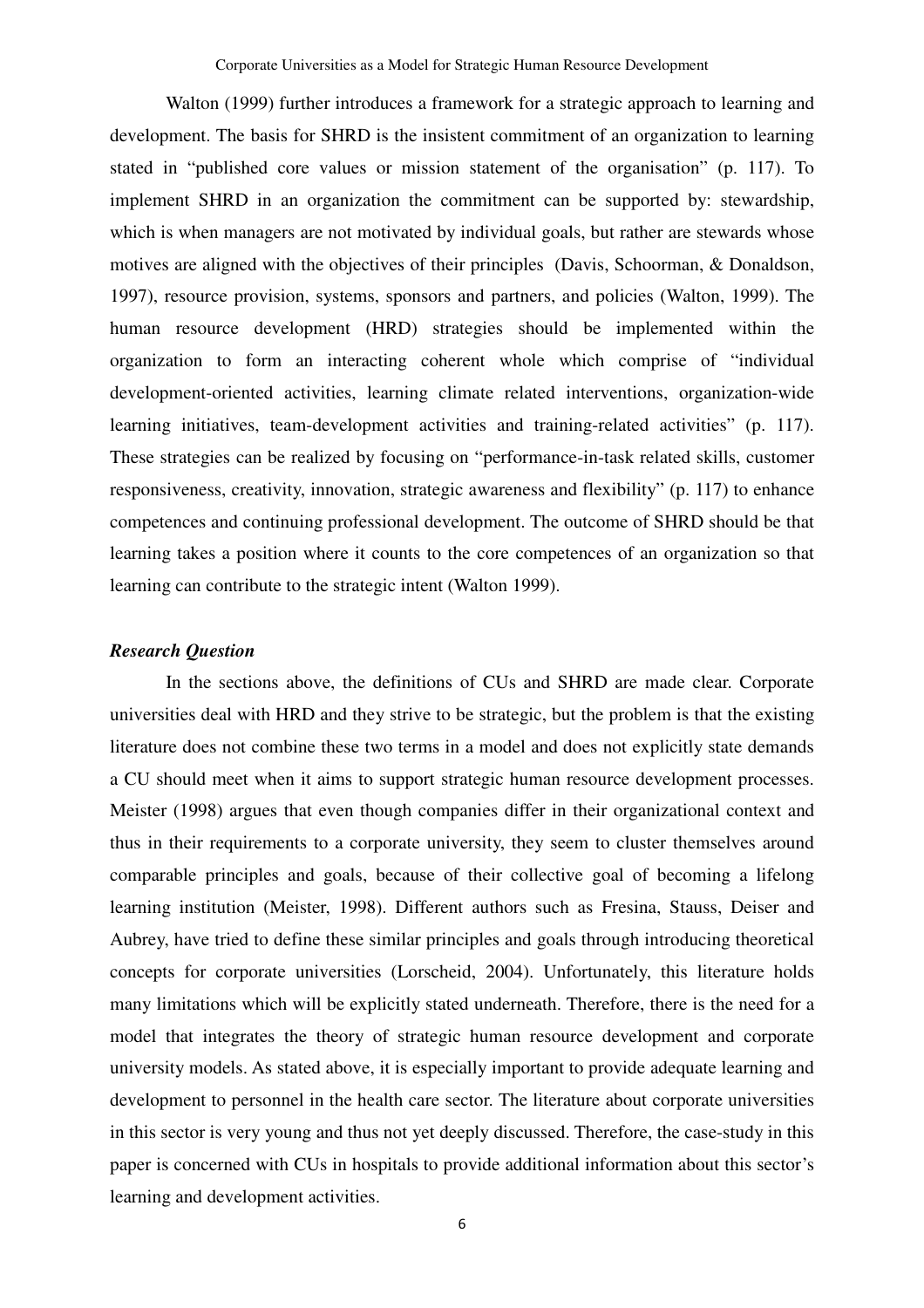Walton (1999) further introduces a framework for a strategic approach to learning and development. The basis for SHRD is the insistent commitment of an organization to learning stated in "published core values or mission statement of the organisation" (p. 117). To implement SHRD in an organization the commitment can be supported by: stewardship, which is when managers are not motivated by individual goals, but rather are stewards whose motives are aligned with the objectives of their principles (Davis, Schoorman, & Donaldson, 1997), resource provision, systems, sponsors and partners, and policies (Walton, 1999). The human resource development (HRD) strategies should be implemented within the organization to form an interacting coherent whole which comprise of "individual development-oriented activities, learning climate related interventions, organization-wide learning initiatives, team-development activities and training-related activities" (p. 117). These strategies can be realized by focusing on "performance-in-task related skills, customer responsiveness, creativity, innovation, strategic awareness and flexibility" (p. 117) to enhance competences and continuing professional development. The outcome of SHRD should be that learning takes a position where it counts to the core competences of an organization so that learning can contribute to the strategic intent (Walton 1999).

### *Research Question*

In the sections above, the definitions of CUs and SHRD are made clear. Corporate universities deal with HRD and they strive to be strategic, but the problem is that the existing literature does not combine these two terms in a model and does not explicitly state demands a CU should meet when it aims to support strategic human resource development processes. Meister (1998) argues that even though companies differ in their organizational context and thus in their requirements to a corporate university, they seem to cluster themselves around comparable principles and goals, because of their collective goal of becoming a lifelong learning institution (Meister, 1998). Different authors such as Fresina, Stauss, Deiser and Aubrey, have tried to define these similar principles and goals through introducing theoretical concepts for corporate universities (Lorscheid, 2004). Unfortunately, this literature holds many limitations which will be explicitly stated underneath. Therefore, there is the need for a model that integrates the theory of strategic human resource development and corporate university models. As stated above, it is especially important to provide adequate learning and development to personnel in the health care sector. The literature about corporate universities in this sector is very young and thus not yet deeply discussed. Therefore, the case-study in this paper is concerned with CUs in hospitals to provide additional information about this sector's learning and development activities.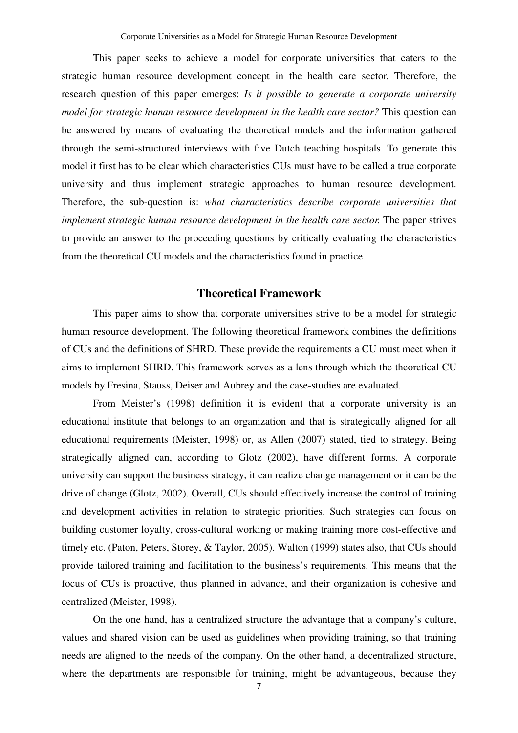This paper seeks to achieve a model for corporate universities that caters to the strategic human resource development concept in the health care sector. Therefore, the research question of this paper emerges: *Is it possible to generate a corporate university model for strategic human resource development in the health care sector?* This question can be answered by means of evaluating the theoretical models and the information gathered through the semi-structured interviews with five Dutch teaching hospitals. To generate this model it first has to be clear which characteristics CUs must have to be called a true corporate university and thus implement strategic approaches to human resource development. Therefore, the sub-question is: *what characteristics describe corporate universities that implement strategic human resource development in the health care sector.* The paper strives to provide an answer to the proceeding questions by critically evaluating the characteristics from the theoretical CU models and the characteristics found in practice.

## Theoretical Framework

This paper aims to show that corporate universities strive to be a model for strategic human resource development. The following theoretical framework combines the definitions of CUs and the definitions of SHRD. These provide the requirements a CU must meet when it aims to implement SHRD. This framework serves as a lens through which the theoretical CU models by Fresina, Stauss, Deiser and Aubrey and the case-studies are evaluated.

From Meister's (1998) definition it is evident that a corporate university is an educational institute that belongs to an organization and that is strategically aligned for all educational requirements (Meister, 1998) or, as Allen (2007) stated, tied to strategy. Being strategically aligned can, according to Glotz (2002), have different forms. A corporate university can support the business strategy, it can realize change management or it can be the drive of change (Glotz, 2002). Overall, CUs should effectively increase the control of training and development activities in relation to strategic priorities. Such strategies can focus on building customer loyalty, cross-cultural working or making training more cost-effective and timely etc. (Paton, Peters, Storey, & Taylor, 2005). Walton (1999) states also, that CUs should provide tailored training and facilitation to the business's requirements. This means that the focus of CUs is proactive, thus planned in advance, and their organization is cohesive and centralized (Meister, 1998).

On the one hand, has a centralized structure the advantage that a company's culture, values and shared vision can be used as guidelines when providing training, so that training needs are aligned to the needs of the company. On the other hand, a decentralized structure, where the departments are responsible for training, might be advantageous, because they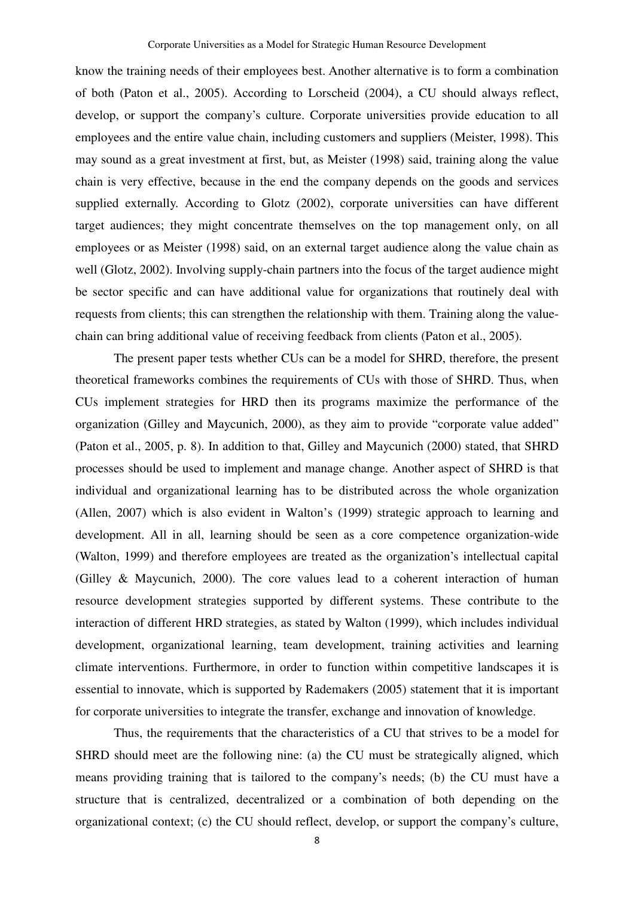know the training needs of their employees best. Another alternative is to form a combination of both (Paton et al., 2005). According to Lorscheid (2004), a CU should always reflect, develop, or support the company's culture. Corporate universities provide education to all employees and the entire value chain, including customers and suppliers (Meister, 1998). This may sound as a great investment at first, but, as Meister (1998) said, training along the value chain is very effective, because in the end the company depends on the goods and services supplied externally. According to Glotz (2002), corporate universities can have different target audiences; they might concentrate themselves on the top management only, on all employees or as Meister (1998) said, on an external target audience along the value chain as well (Glotz, 2002). Involving supply-chain partners into the focus of the target audience might be sector specific and can have additional value for organizations that routinely deal with requests from clients; this can strengthen the relationship with them. Training along the value-chain can bring additional value of receiving feedback from clients (Paton et al., 2005).

The present paper tests whether CUs can be a model for SHRD, therefore, the present theoretical frameworks combines the requirements of CUs with those of SHRD. Thus, when CUs implement strategies for HRD then its programs maximize the performance of the organization (Gilley and Maycunich, 2000), as they aim to provide "corporate value added" (Paton et al., 2005, p. 8). In addition to that, Gilley and Maycunich (2000) stated, that SHRD processes should be used to implement and manage change. Another aspect of SHRD is that individual and organizational learning has to be distributed across the whole organization (Allen, 2007) which is also evident in Walton's (1999) strategic approach to learning and development. All in all, learning should be seen as a core competence organization-wide (Walton, 1999) and therefore employees are treated as the organization's intellectual capital (Gilley & Maycunich, 2000). The core values lead to a coherent interaction of human resource development strategies supported by different systems. These contribute to the interaction of different HRD strategies, as stated by Walton (1999), which includes individual development, organizational learning, team development, training activities and learning climate interventions. Furthermore, in order to function within competitive landscapes it is essential to innovate, which is supported by Rademakers (2005) statement that it is important for corporate universities to integrate the transfer, exchange and innovation of knowledge.

Thus, the requirements that the characteristics of a CU that strives to be a model for SHRD should meet are the following nine: (a) the CU must be strategically aligned, which means providing training that is tailored to the company's needs; (b) the CU must have a structure that is centralized, decentralized or a combination of both depending on the organizational context; (c) the CU should reflect, develop, or support the company's culture,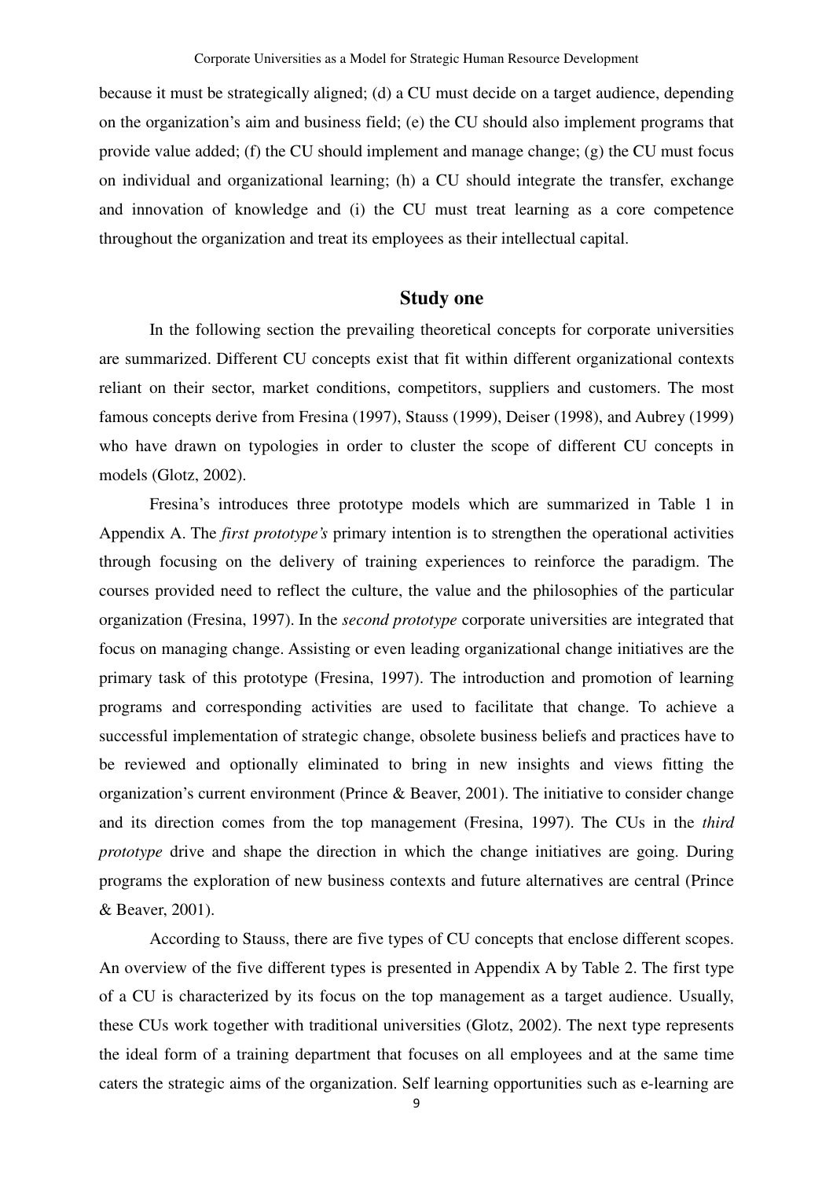because it must be strategically aligned; (d) a CU must decide on a target audience, depending on the organization's aim and business field; (e) the CU should also implement programs that provide value added; (f) the CU should implement and manage change; (g) the CU must focus on individual and organizational learning; (h) a CU should integrate the transfer, exchange and innovation of knowledge and (i) the CU must treat learning as a core competence throughout the organization and treat its employees as their intellectual capital.

## Study one

In the following section the prevailing theoretical concepts for corporate universities are summarized. Different CU concepts exist that fit within different organizational contexts reliant on their sector, market conditions, competitors, suppliers and customers. The most famous concepts derive from Fresina (1997), Stauss (1999), Deiser (1998), and Aubrey (1999) who have drawn on typologies in order to cluster the scope of different CU concepts in models (Glotz, 2002).

Fresina's introduces three prototype models which are summarized in Table 1 in Appendix A. The *first prototype's* primary intention is to strengthen the operational activities through focusing on the delivery of training experiences to reinforce the paradigm. The courses provided need to reflect the culture, the value and the philosophies of the particular organization (Fresina, 1997). In the *second prototype* corporate universities are integrated that focus on managing change. Assisting or even leading organizational change initiatives are the primary task of this prototype (Fresina, 1997). The introduction and promotion of learning programs and corresponding activities are used to facilitate that change. To achieve a successful implementation of strategic change, obsolete business beliefs and practices have to be reviewed and optionally eliminated to bring in new insights and views fitting the organization's current environment (Prince & Beaver, 2001). The initiative to consider change and its direction comes from the top management (Fresina, 1997). The CUs in the *third prototype* drive and shape the direction in which the change initiatives are going. During programs the exploration of new business contexts and future alternatives are central (Prince & Beaver, 2001).

According to Stauss, there are five types of CU concepts that enclose different scopes. An overview of the five different types is presented in Appendix A by Table 2. The first type of a CU is characterized by its focus on the top management as a target audience. Usually, these CUs work together with traditional universities (Glotz, 2002). The next type represents the ideal form of a training department that focuses on all employees and at the same time caters the strategic aims of the organization. Self learning opportunities such as e-learning are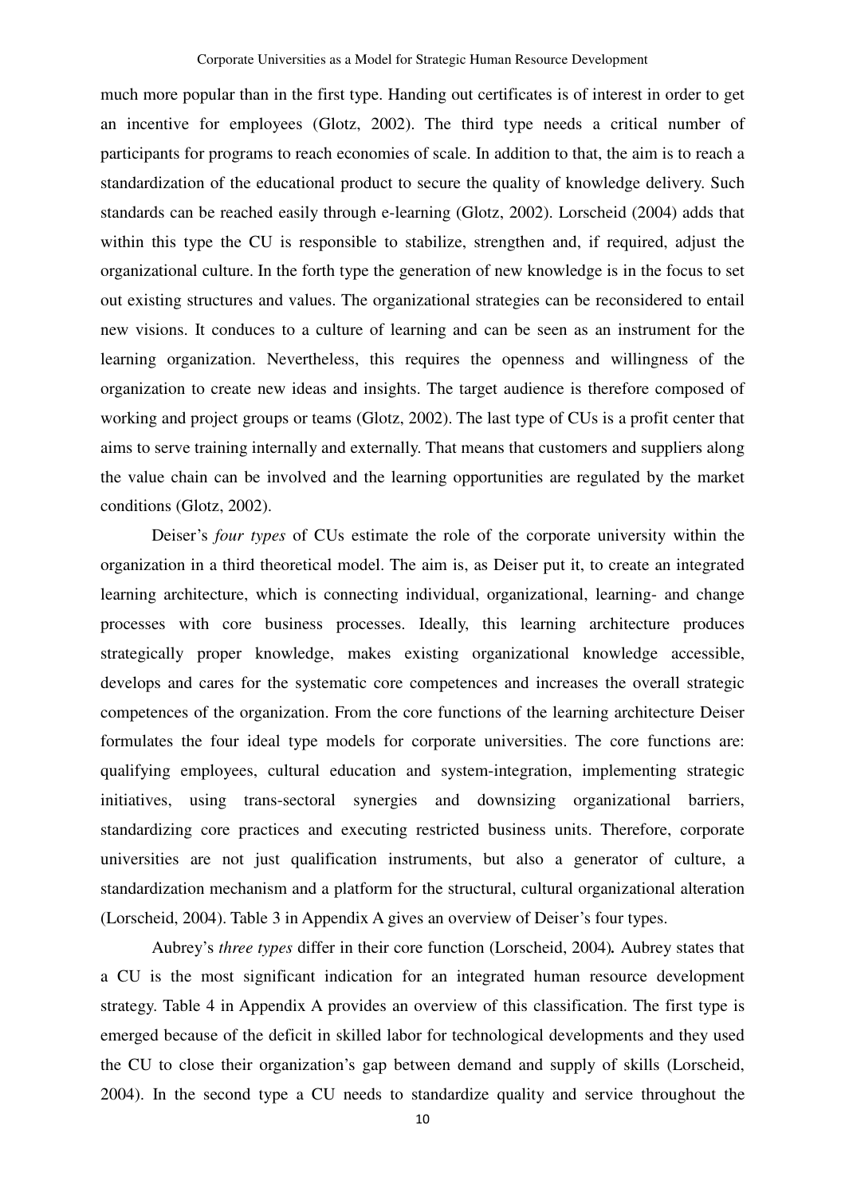much more popular than in the first type. Handing out certificates is of interest in order to get an incentive for employees (Glotz, 2002). The third type needs a critical number of participants for programs to reach economies of scale. In addition to that, the aim is to reach a standardization of the educational product to secure the quality of knowledge delivery. Such standards can be reached easily through e-learning (Glotz, 2002). Lorscheid (2004) adds that within this type the CU is responsible to stabilize, strengthen and, if required, adjust the organizational culture. In the forth type the generation of new knowledge is in the focus to set out existing structures and values. The organizational strategies can be reconsidered to entail new visions. It conduces to a culture of learning and can be seen as an instrument for the learning organization. Nevertheless, this requires the openness and willingness of the organization to create new ideas and insights. The target audience is therefore composed of working and project groups or teams (Glotz, 2002). The last type of CUs is a profit center that aims to serve training internally and externally. That means that customers and suppliers along the value chain can be involved and the learning opportunities are regulated by the market conditions (Glotz, 2002).

Deiser's *four types* of CUs estimate the role of the corporate university within the organization in a third theoretical model. The aim is, as Deiser put it, to create an integrated learning architecture, which is connecting individual, organizational, learning- and change processes with core business processes. Ideally, this learning architecture produces strategically proper knowledge, makes existing organizational knowledge accessible, develops and cares for the systematic core competences and increases the overall strategic competences of the organization. From the core functions of the learning architecture Deiser formulates the four ideal type models for corporate universities. The core functions are: qualifying employees, cultural education and system-integration, implementing strategic initiatives, using trans-sectoral synergies and downsizing organizational barriers, standardizing core practices and executing restricted business units. Therefore, corporate universities are not just qualification instruments, but also a generator of culture, a standardization mechanism and a platform for the structural, cultural organizational alteration (Lorscheid, 2004). Table 3 in Appendix A gives an overview of Deiser's four types.

Aubrey's *three types* differ in their core function (Lorscheid, 2004)**.** Aubrey states that a CU is the most significant indication for an integrated human resource development strategy. Table 4 in Appendix A provides an overview of this classification. The first type is emerged because of the deficit in skilled labor for technological developments and they used the CU to close their organization's gap between demand and supply of skills (Lorscheid, 2004). In the second type a CU needs to standardize quality and service throughout the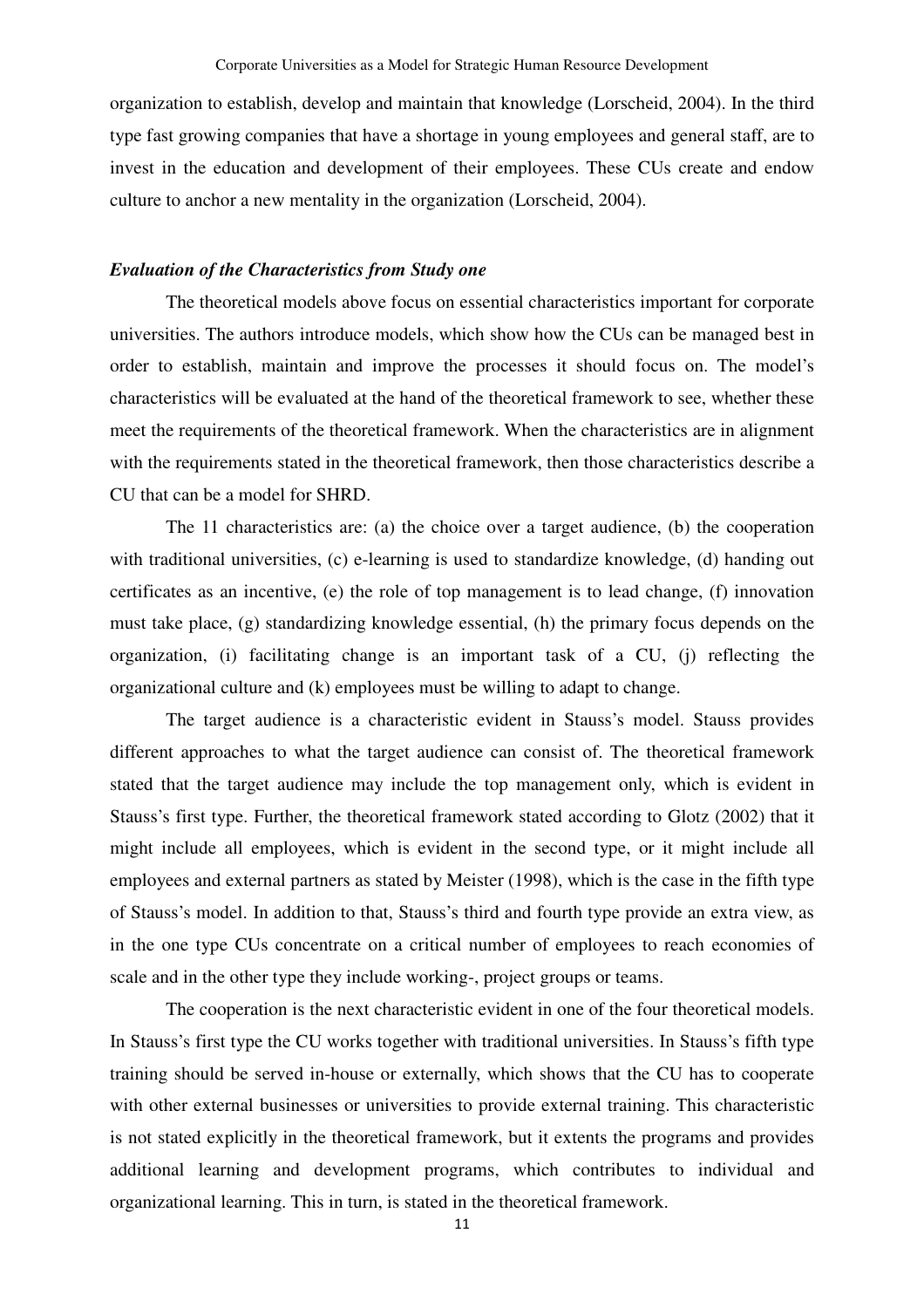organization to establish, develop and maintain that knowledge (Lorscheid, 2004). In the third type fast growing companies that have a shortage in young employees and general staff, are to invest in the education and development of their employees. These CUs create and endow culture to anchor a new mentality in the organization (Lorscheid, 2004).

### *Evaluation of the Characteristics from Study one*

The theoretical models above focus on essential characteristics important for corporate universities. The authors introduce models, which show how the CUs can be managed best in order to establish, maintain and improve the processes it should focus on. The model's characteristics will be evaluated at the hand of the theoretical framework to see, whether these meet the requirements of the theoretical framework. When the characteristics are in alignment with the requirements stated in the theoretical framework, then those characteristics describe a CU that can be a model for SHRD.

The 11 characteristics are: (a) the choice over a target audience, (b) the cooperation with traditional universities, (c) e-learning is used to standardize knowledge, (d) handing out certificates as an incentive, (e) the role of top management is to lead change, (f) innovation must take place, (g) standardizing knowledge essential, (h) the primary focus depends on the organization, (i) facilitating change is an important task of a CU, (j) reflecting the organizational culture and (k) employees must be willing to adapt to change.

The target audience is a characteristic evident in Stauss's model. Stauss provides different approaches to what the target audience can consist of. The theoretical framework stated that the target audience may include the top management only, which is evident in Stauss's first type. Further, the theoretical framework stated according to Glotz (2002) that it might include all employees, which is evident in the second type, or it might include all employees and external partners as stated by Meister (1998), which is the case in the fifth type of Stauss's model. In addition to that, Stauss's third and fourth type provide an extra view, as in the one type CUs concentrate on a critical number of employees to reach economies of scale and in the other type they include working-, project groups or teams.

The cooperation is the next characteristic evident in one of the four theoretical models. In Stauss's first type the CU works together with traditional universities. In Stauss's fifth type training should be served in-house or externally, which shows that the CU has to cooperate with other external businesses or universities to provide external training. This characteristic is not stated explicitly in the theoretical framework, but it extents the programs and provides additional learning and development programs, which contributes to individual and organizational learning. This in turn, is stated in the theoretical framework.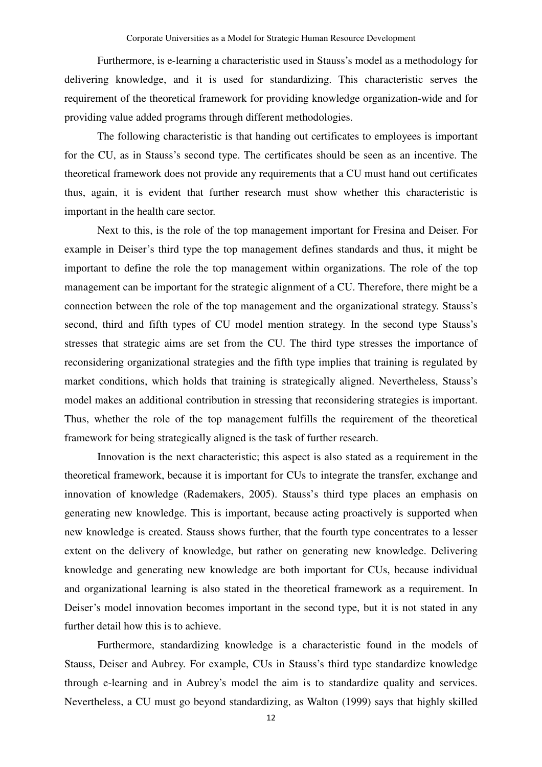Furthermore, is e-learning a characteristic used in Stauss's model as a methodology for delivering knowledge, and it is used for standardizing. This characteristic serves the requirement of the theoretical framework for providing knowledge organization-wide and for providing value added programs through different methodologies.

The following characteristic is that handing out certificates to employees is important for the CU, as in Stauss's second type. The certificates should be seen as an incentive. The theoretical framework does not provide any requirements that a CU must hand out certificates thus, again, it is evident that further research must show whether this characteristic is important in the health care sector.

Next to this, is the role of the top management important for Fresina and Deiser. For example in Deiser's third type the top management defines standards and thus, it might be important to define the role the top management within organizations. The role of the top management can be important for the strategic alignment of a CU. Therefore, there might be a connection between the role of the top management and the organizational strategy. Stauss's second, third and fifth types of CU model mention strategy. In the second type Stauss's stresses that strategic aims are set from the CU. The third type stresses the importance of reconsidering organizational strategies and the fifth type implies that training is regulated by market conditions, which holds that training is strategically aligned. Nevertheless, Stauss's model makes an additional contribution in stressing that reconsidering strategies is important. Thus, whether the role of the top management fulfills the requirement of the theoretical framework for being strategically aligned is the task of further research.

Innovation is the next characteristic; this aspect is also stated as a requirement in the theoretical framework, because it is important for CUs to integrate the transfer, exchange and innovation of knowledge (Rademakers, 2005). Stauss's third type places an emphasis on generating new knowledge. This is important, because acting proactively is supported when new knowledge is created. Stauss shows further, that the fourth type concentrates to a lesser extent on the delivery of knowledge, but rather on generating new knowledge. Delivering knowledge and generating new knowledge are both important for CUs, because individual and organizational learning is also stated in the theoretical framework as a requirement. In Deiser's model innovation becomes important in the second type, but it is not stated in any further detail how this is to achieve.

Furthermore, standardizing knowledge is a characteristic found in the models of Stauss, Deiser and Aubrey. For example, CUs in Stauss's third type standardize knowledge through e-learning and in Aubrey's model the aim is to standardize quality and services. Nevertheless, a CU must go beyond standardizing, as Walton (1999) says that highly skilled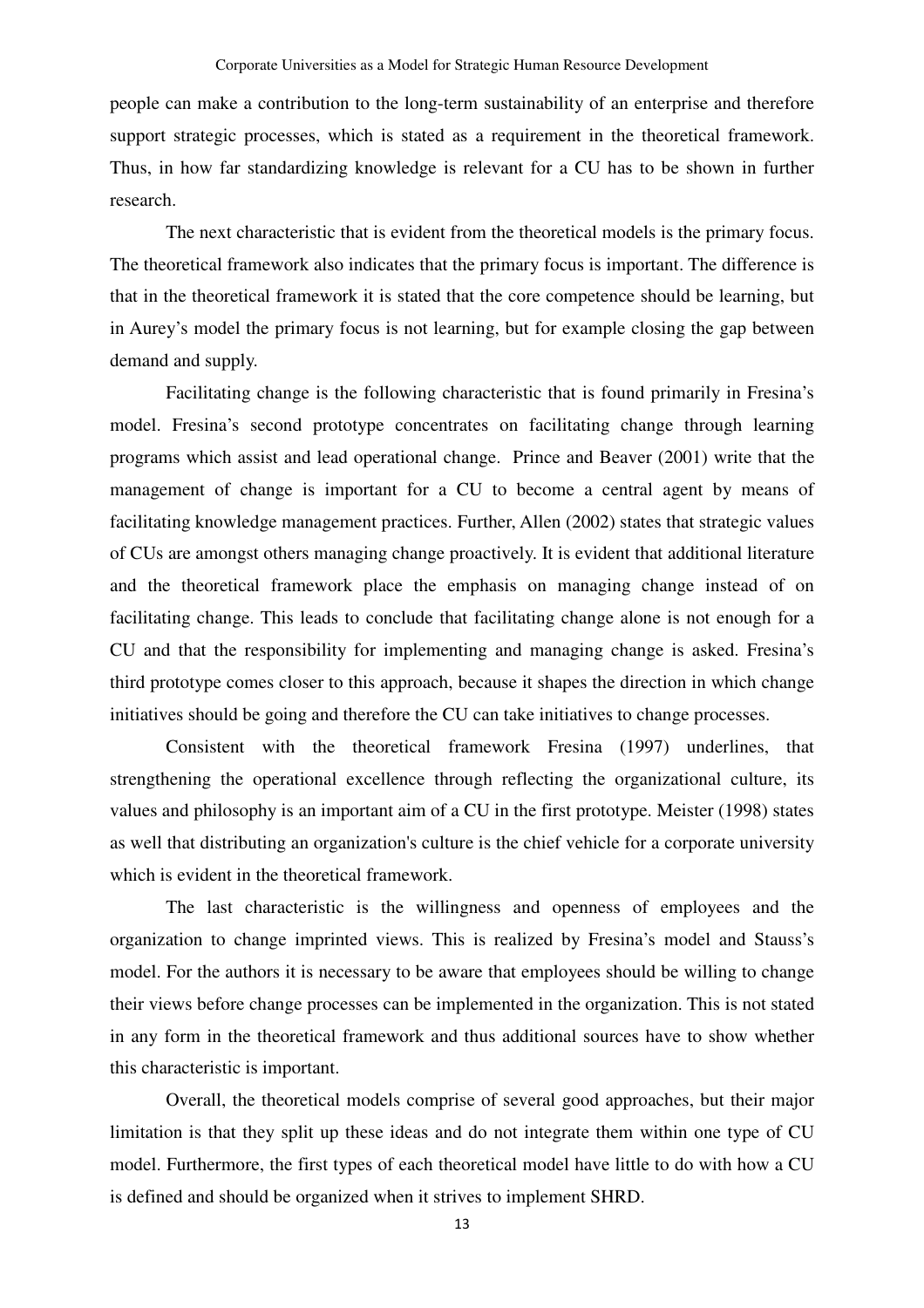people can make a contribution to the long-term sustainability of an enterprise and therefore support strategic processes, which is stated as a requirement in the theoretical framework. Thus, in how far standardizing knowledge is relevant for a CU has to be shown in further research.

The next characteristic that is evident from the theoretical models is the primary focus. The theoretical framework also indicates that the primary focus is important. The difference is that in the theoretical framework it is stated that the core competence should be learning, but in Aurey's model the primary focus is not learning, but for example closing the gap between demand and supply.

Facilitating change is the following characteristic that is found primarily in Fresina's model. Fresina's second prototype concentrates on facilitating change through learning programs which assist and lead operational change. Prince and Beaver (2001) write that the management of change is important for a CU to become a central agent by means of facilitating knowledge management practices. Further, Allen (2002) states that strategic values of CUs are amongst others managing change proactively. It is evident that additional literature and the theoretical framework place the emphasis on managing change instead of on facilitating change. This leads to conclude that facilitating change alone is not enough for a CU and that the responsibility for implementing and managing change is asked. Fresina's third prototype comes closer to this approach, because it shapes the direction in which change initiatives should be going and therefore the CU can take initiatives to change processes.

Consistent with the theoretical framework Fresina (1997) underlines, that strengthening the operational excellence through reflecting the organizational culture, its values and philosophy is an important aim of a CU in the first prototype. Meister (1998) states as well that distributing an organization's culture is the chief vehicle for a corporate university which is evident in the theoretical framework.

The last characteristic is the willingness and openness of employees and the organization to change imprinted views. This is realized by Fresina's model and Stauss's model. For the authors it is necessary to be aware that employees should be willing to change their views before change processes can be implemented in the organization. This is not stated in any form in the theoretical framework and thus additional sources have to show whether this characteristic is important.

Overall, the theoretical models comprise of several good approaches, but their major limitation is that they split up these ideas and do not integrate them within one type of CU model. Furthermore, the first types of each theoretical model have little to do with how a CU is defined and should be organized when it strives to implement SHRD.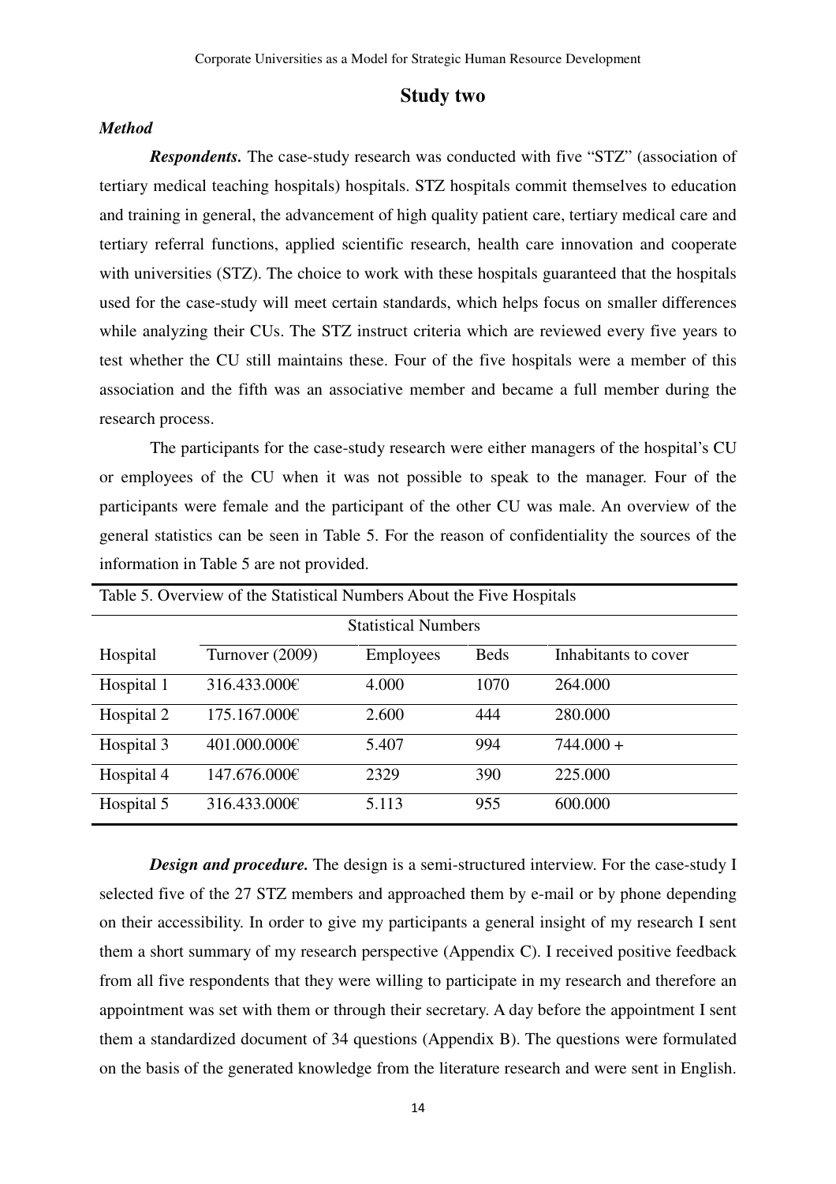## Study two

### *Method*

***Respondents.*** The case-study research was conducted with five "STZ" (association of tertiary medical teaching hospitals) hospitals. STZ hospitals commit themselves to education and training in general, the advancement of high quality patient care, tertiary medical care and tertiary referral functions, applied scientific research, health care innovation and cooperate with universities (STZ). The choice to work with these hospitals guaranteed that the hospitals used for the case-study will meet certain standards, which helps focus on smaller differences while analyzing their CUs. The STZ instruct criteria which are reviewed every five years to test whether the CU still maintains these. Four of the five hospitals were a member of this association and the fifth was an associative member and became a full member during the research process.

The participants for the case-study research were either managers of the hospital's CU or employees of the CU when it was not possible to speak to the manager. Four of the participants were female and the participant of the other CU was male. An overview of the general statistics can be seen in Table 5. For the reason of confidentiality the sources of the information in Table 5 are not provided.

Table 5. Overview of the Statistical Numbers About the Five Hospitals

| | Statistical Numbers | | | |
|---|---|---|---|---|
| Hospital | Turnover (2009) | Employees | Beds | Inhabitants to cover |
| Hospital 1 | 316.433.000€ | 4.000 | 1070 | 264.000 |
| Hospital 2 | 175.167.000€ | 2.600 | 444 | 280.000 |
| Hospital 3 | 401.000.000€ | 5.407 | 994 | 744.000 + |
| Hospital 4 | 147.676.000€ | 2329 | 390 | 225.000 |
| Hospital 5 | 316.433.000€ | 5.113 | 955 | 600.000 |

***Design and procedure.*** The design is a semi-structured interview. For the case-study I selected five of the 27 STZ members and approached them by e-mail or by phone depending on their accessibility. In order to give my participants a general insight of my research I sent them a short summary of my research perspective (Appendix C). I received positive feedback from all five respondents that they were willing to participate in my research and therefore an appointment was set with them or through their secretary. A day before the appointment I sent them a standardized document of 34 questions (Appendix B). The questions were formulated on the basis of the generated knowledge from the literature research and were sent in English.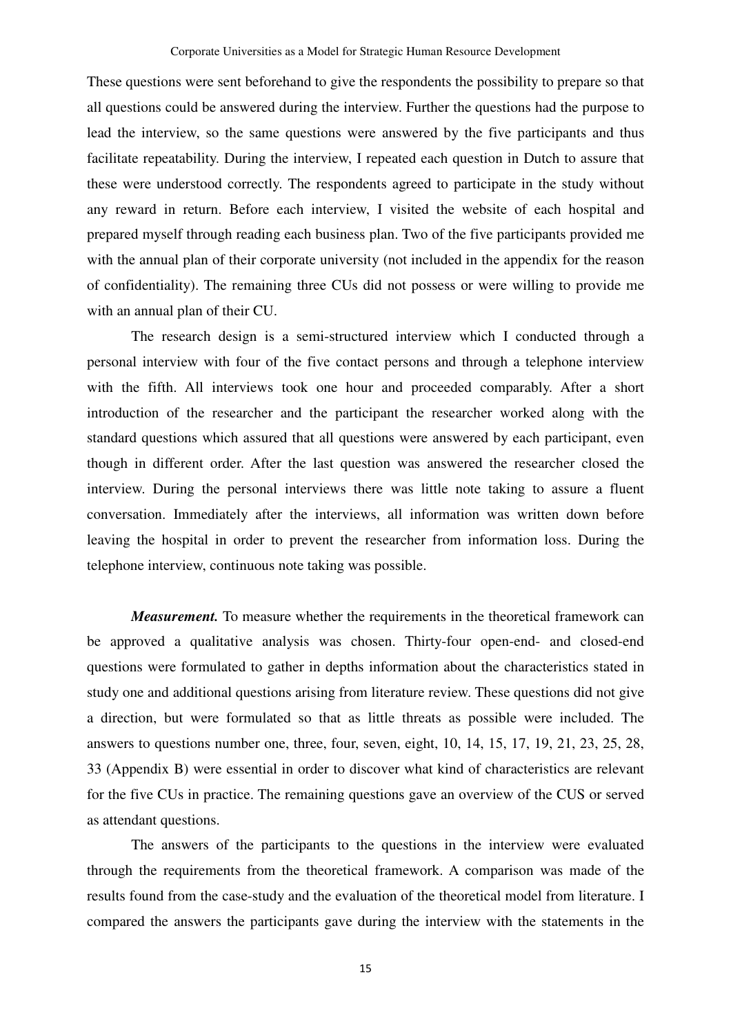These questions were sent beforehand to give the respondents the possibility to prepare so that all questions could be answered during the interview. Further the questions had the purpose to lead the interview, so the same questions were answered by the five participants and thus facilitate repeatability. During the interview, I repeated each question in Dutch to assure that these were understood correctly. The respondents agreed to participate in the study without any reward in return. Before each interview, I visited the website of each hospital and prepared myself through reading each business plan. Two of the five participants provided me with the annual plan of their corporate university (not included in the appendix for the reason of confidentiality). The remaining three CUs did not possess or were willing to provide me with an annual plan of their CU.

The research design is a semi-structured interview which I conducted through a personal interview with four of the five contact persons and through a telephone interview with the fifth. All interviews took one hour and proceeded comparably. After a short introduction of the researcher and the participant the researcher worked along with the standard questions which assured that all questions were answered by each participant, even though in different order. After the last question was answered the researcher closed the interview. During the personal interviews there was little note taking to assure a fluent conversation. Immediately after the interviews, all information was written down before leaving the hospital in order to prevent the researcher from information loss. During the telephone interview, continuous note taking was possible.

***Measurement.*** To measure whether the requirements in the theoretical framework can be approved a qualitative analysis was chosen. Thirty-four open-end- and closed-end questions were formulated to gather in depths information about the characteristics stated in study one and additional questions arising from literature review. These questions did not give a direction, but were formulated so that as little threats as possible were included. The answers to questions number one, three, four, seven, eight, 10, 14, 15, 17, 19, 21, 23, 25, 28, 33 (Appendix B) were essential in order to discover what kind of characteristics are relevant for the five CUs in practice. The remaining questions gave an overview of the CUS or served as attendant questions.

The answers of the participants to the questions in the interview were evaluated through the requirements from the theoretical framework. A comparison was made of the results found from the case-study and the evaluation of the theoretical model from literature. I compared the answers the participants gave during the interview with the statements in the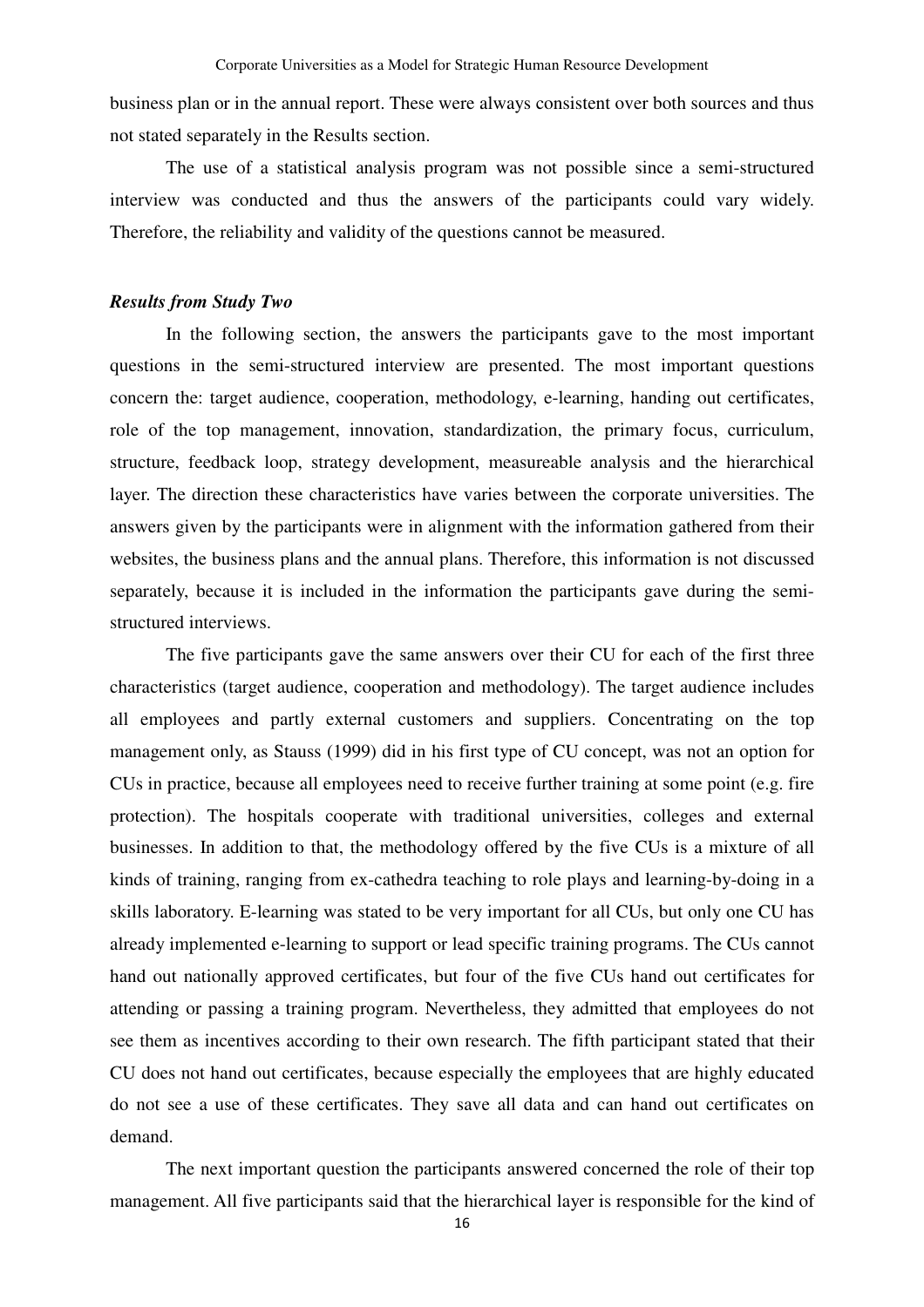business plan or in the annual report. These were always consistent over both sources and thus not stated separately in the Results section.

The use of a statistical analysis program was not possible since a semi-structured interview was conducted and thus the answers of the participants could vary widely. Therefore, the reliability and validity of the questions cannot be measured.

### *Results from Study Two*

In the following section, the answers the participants gave to the most important questions in the semi-structured interview are presented. The most important questions concern the: target audience, cooperation, methodology, e-learning, handing out certificates, role of the top management, innovation, standardization, the primary focus, curriculum, structure, feedback loop, strategy development, measureable analysis and the hierarchical layer. The direction these characteristics have varies between the corporate universities. The answers given by the participants were in alignment with the information gathered from their websites, the business plans and the annual plans. Therefore, this information is not discussed separately, because it is included in the information the participants gave during the semi-structured interviews.

The five participants gave the same answers over their CU for each of the first three characteristics (target audience, cooperation and methodology). The target audience includes all employees and partly external customers and suppliers. Concentrating on the top management only, as Stauss (1999) did in his first type of CU concept, was not an option for CUs in practice, because all employees need to receive further training at some point (e.g. fire protection). The hospitals cooperate with traditional universities, colleges and external businesses. In addition to that, the methodology offered by the five CUs is a mixture of all kinds of training, ranging from ex-cathedra teaching to role plays and learning-by-doing in a skills laboratory. E-learning was stated to be very important for all CUs, but only one CU has already implemented e-learning to support or lead specific training programs. The CUs cannot hand out nationally approved certificates, but four of the five CUs hand out certificates for attending or passing a training program. Nevertheless, they admitted that employees do not see them as incentives according to their own research. The fifth participant stated that their CU does not hand out certificates, because especially the employees that are highly educated do not see a use of these certificates. They save all data and can hand out certificates on demand.

The next important question the participants answered concerned the role of their top management. All five participants said that the hierarchical layer is responsible for the kind of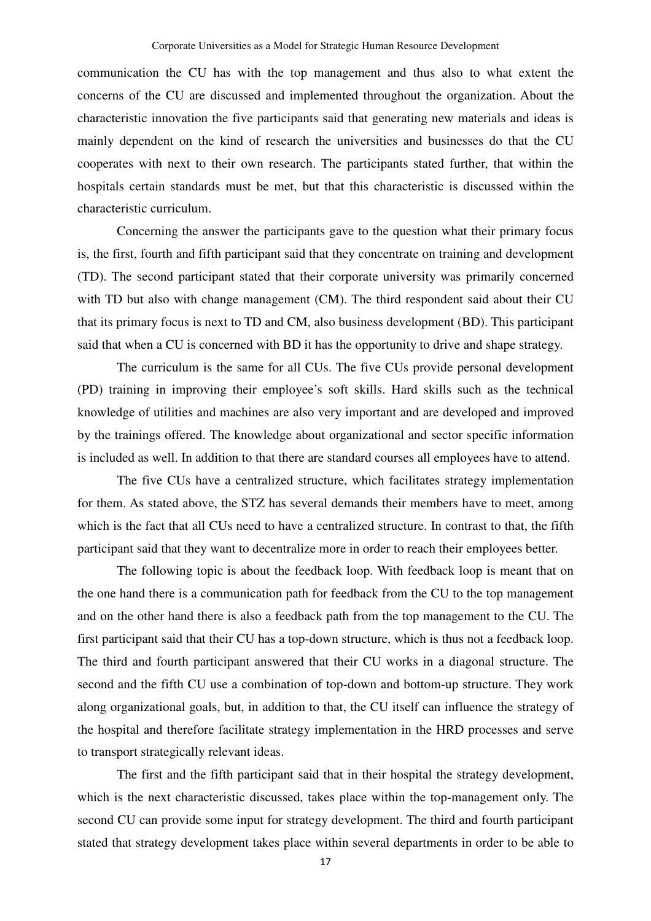communication the CU has with the top management and thus also to what extent the concerns of the CU are discussed and implemented throughout the organization. About the characteristic innovation the five participants said that generating new materials and ideas is mainly dependent on the kind of research the universities and businesses do that the CU cooperates with next to their own research. The participants stated further, that within the hospitals certain standards must be met, but that this characteristic is discussed within the characteristic curriculum.

Concerning the answer the participants gave to the question what their primary focus is, the first, fourth and fifth participant said that they concentrate on training and development (TD). The second participant stated that their corporate university was primarily concerned with TD but also with change management (CM). The third respondent said about their CU that its primary focus is next to TD and CM, also business development (BD). This participant said that when a CU is concerned with BD it has the opportunity to drive and shape strategy.

The curriculum is the same for all CUs. The five CUs provide personal development (PD) training in improving their employee's soft skills. Hard skills such as the technical knowledge of utilities and machines are also very important and are developed and improved by the trainings offered. The knowledge about organizational and sector specific information is included as well. In addition to that there are standard courses all employees have to attend.

The five CUs have a centralized structure, which facilitates strategy implementation for them. As stated above, the STZ has several demands their members have to meet, among which is the fact that all CUs need to have a centralized structure. In contrast to that, the fifth participant said that they want to decentralize more in order to reach their employees better.

The following topic is about the feedback loop. With feedback loop is meant that on the one hand there is a communication path for feedback from the CU to the top management and on the other hand there is also a feedback path from the top management to the CU. The first participant said that their CU has a top-down structure, which is thus not a feedback loop. The third and fourth participant answered that their CU works in a diagonal structure. The second and the fifth CU use a combination of top-down and bottom-up structure. They work along organizational goals, but, in addition to that, the CU itself can influence the strategy of the hospital and therefore facilitate strategy implementation in the HRD processes and serve to transport strategically relevant ideas.

The first and the fifth participant said that in their hospital the strategy development, which is the next characteristic discussed, takes place within the top-management only. The second CU can provide some input for strategy development. The third and fourth participant stated that strategy development takes place within several departments in order to be able to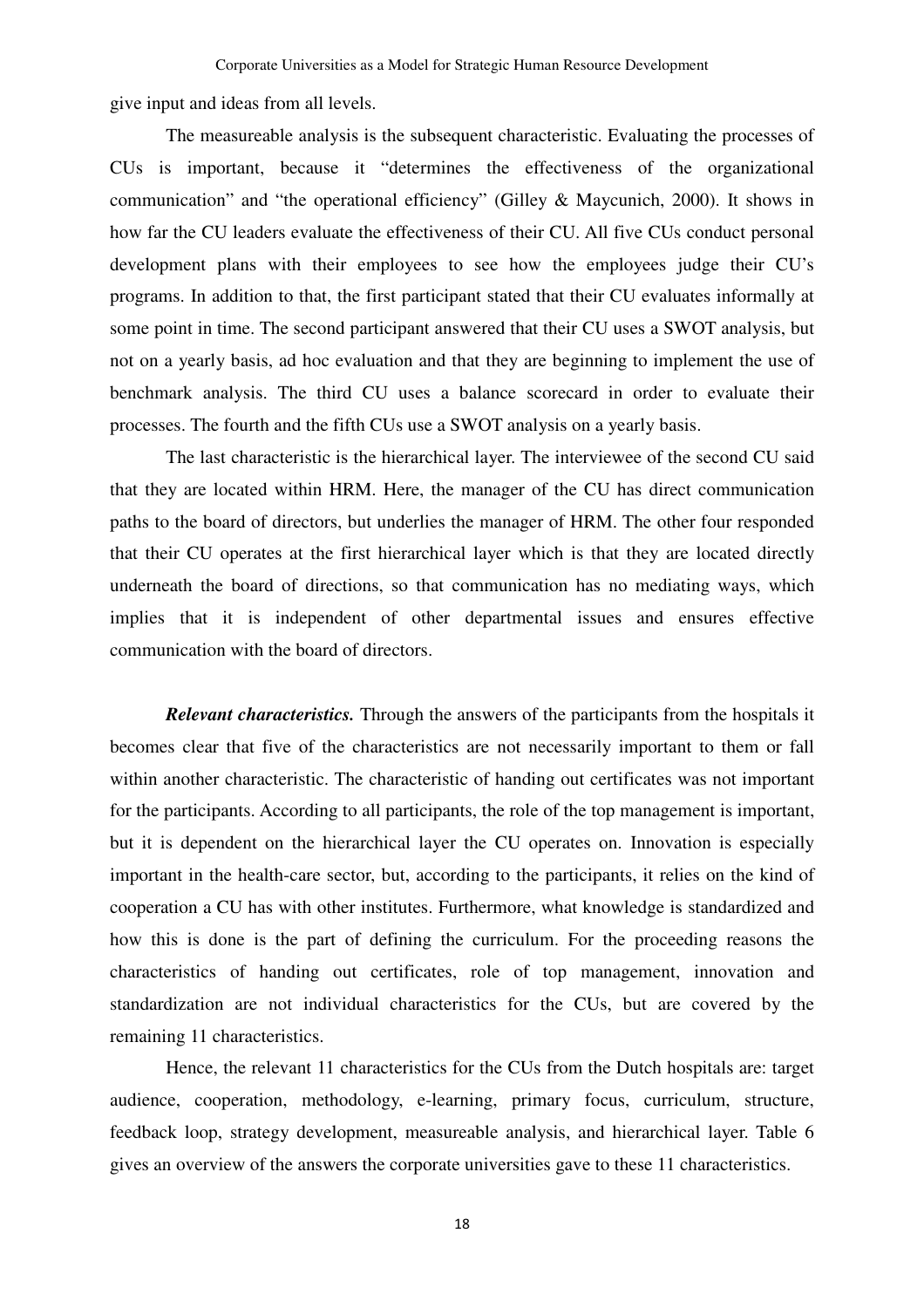give input and ideas from all levels.

The measureable analysis is the subsequent characteristic. Evaluating the processes of CUs is important, because it "determines the effectiveness of the organizational communication" and "the operational efficiency" (Gilley & Maycunich, 2000). It shows in how far the CU leaders evaluate the effectiveness of their CU. All five CUs conduct personal development plans with their employees to see how the employees judge their CU's programs. In addition to that, the first participant stated that their CU evaluates informally at some point in time. The second participant answered that their CU uses a SWOT analysis, but not on a yearly basis, ad hoc evaluation and that they are beginning to implement the use of benchmark analysis. The third CU uses a balance scorecard in order to evaluate their processes. The fourth and the fifth CUs use a SWOT analysis on a yearly basis.

The last characteristic is the hierarchical layer. The interviewee of the second CU said that they are located within HRM. Here, the manager of the CU has direct communication paths to the board of directors, but underlies the manager of HRM. The other four responded that their CU operates at the first hierarchical layer which is that they are located directly underneath the board of directions, so that communication has no mediating ways, which implies that it is independent of other departmental issues and ensures effective communication with the board of directors.

***Relevant characteristics.*** Through the answers of the participants from the hospitals it becomes clear that five of the characteristics are not necessarily important to them or fall within another characteristic. The characteristic of handing out certificates was not important for the participants. According to all participants, the role of the top management is important, but it is dependent on the hierarchical layer the CU operates on. Innovation is especially important in the health-care sector, but, according to the participants, it relies on the kind of cooperation a CU has with other institutes. Furthermore, what knowledge is standardized and how this is done is the part of defining the curriculum. For the proceeding reasons the characteristics of handing out certificates, role of top management, innovation and standardization are not individual characteristics for the CUs, but are covered by the remaining 11 characteristics.

Hence, the relevant 11 characteristics for the CUs from the Dutch hospitals are: target audience, cooperation, methodology, e-learning, primary focus, curriculum, structure, feedback loop, strategy development, measureable analysis, and hierarchical layer. Table 6 gives an overview of the answers the corporate universities gave to these 11 characteristics.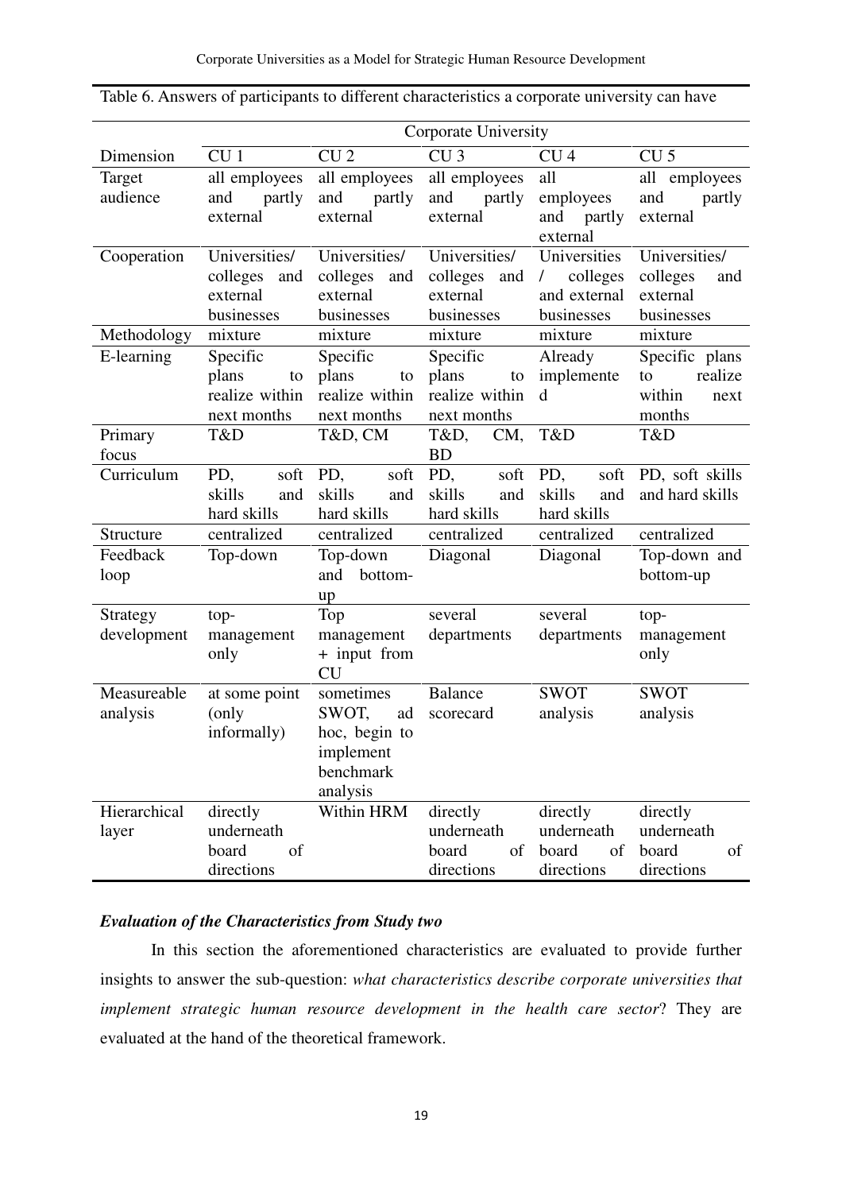Table 6. Answers of participants to different characteristics a corporate university can have

| | Corporate University | | | | |
|---|---|---|---|---|---|
| Dimension | CU 1 | CU 2 | CU 3 | CU 4 | CU 5 |
| Target audience | all employees and partly external | all employees and partly external | all employees and partly external | all employees and partly external | all employees and partly external |
| Cooperation | Universities/ colleges and external businesses | Universities/ colleges and external businesses | Universities/ colleges and external businesses | Universities / colleges and external businesses | Universities/ colleges and external businesses |
| Methodology | mixture | mixture | mixture | mixture | mixture |
| E-learning | Specific plans to realize within next months | Specific plans to realize within next months | Specific plans to realize within next months | Already implemented | Specific plans to realize within next months |
| Primary focus | T&D | T&D, CM | T&D, CM, BD | T&D | T&D |
| Curriculum | PD, soft skills and hard skills | PD, soft skills and hard skills | PD, soft skills and hard skills | PD, soft skills and hard skills | PD, soft skills and hard skills |
| Structure | centralized | centralized | centralized | centralized | centralized |
| Feedback loop | Top-down | Top-down and bottom-up | Diagonal | Diagonal | Top-down and bottom-up |
| Strategy development | top-management only | Top management + input from CU | several departments | several departments | top-management only |
| Measureable analysis | at some point (only informally) | sometimes SWOT, ad hoc, begin to implement benchmark analysis | Balance scorecard | SWOT analysis | SWOT analysis |
| Hierarchical layer | directly underneath board of directions | Within HRM | directly underneath board of directions | directly underneath board of directions | directly underneath board of directions |

### *Evaluation of the Characteristics from Study two*

In this section the aforementioned characteristics are evaluated to provide further insights to answer the sub-question: *what characteristics describe corporate universities that implement strategic human resource development in the health care sector*? They are evaluated at the hand of the theoretical framework.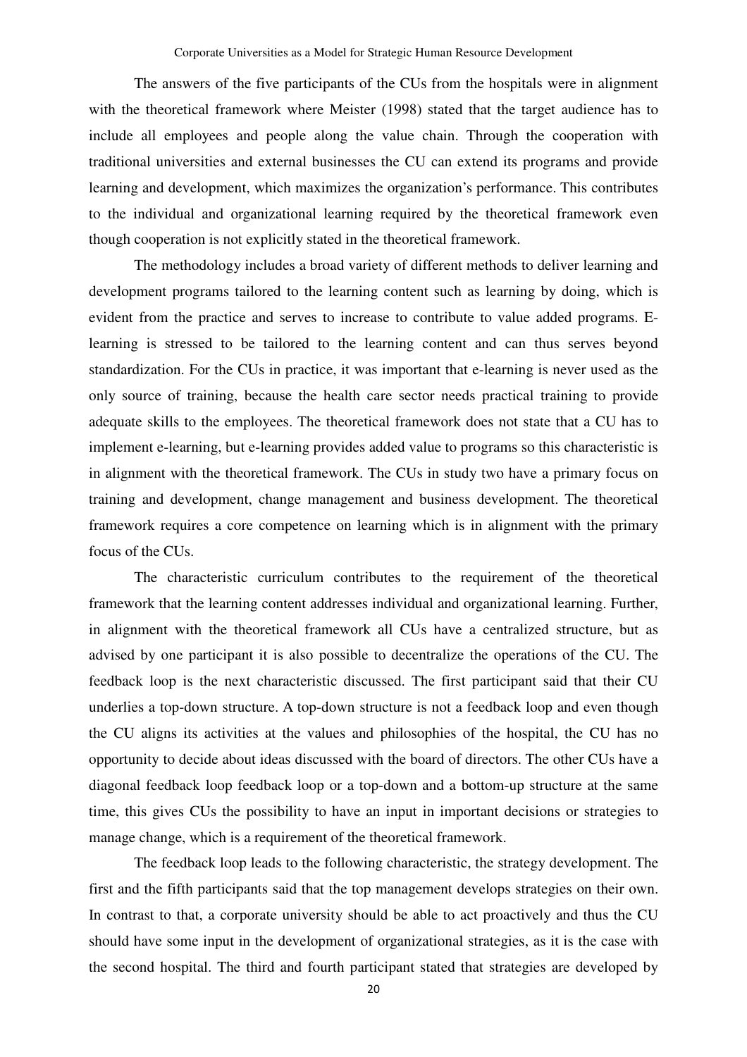The answers of the five participants of the CUs from the hospitals were in alignment with the theoretical framework where Meister (1998) stated that the target audience has to include all employees and people along the value chain. Through the cooperation with traditional universities and external businesses the CU can extend its programs and provide learning and development, which maximizes the organization's performance. This contributes to the individual and organizational learning required by the theoretical framework even though cooperation is not explicitly stated in the theoretical framework.

The methodology includes a broad variety of different methods to deliver learning and development programs tailored to the learning content such as learning by doing, which is evident from the practice and serves to increase to contribute to value added programs. E-learning is stressed to be tailored to the learning content and can thus serves beyond standardization. For the CUs in practice, it was important that e-learning is never used as the only source of training, because the health care sector needs practical training to provide adequate skills to the employees. The theoretical framework does not state that a CU has to implement e-learning, but e-learning provides added value to programs so this characteristic is in alignment with the theoretical framework. The CUs in study two have a primary focus on training and development, change management and business development. The theoretical framework requires a core competence on learning which is in alignment with the primary focus of the CUs.

The characteristic curriculum contributes to the requirement of the theoretical framework that the learning content addresses individual and organizational learning. Further, in alignment with the theoretical framework all CUs have a centralized structure, but as advised by one participant it is also possible to decentralize the operations of the CU. The feedback loop is the next characteristic discussed. The first participant said that their CU underlies a top-down structure. A top-down structure is not a feedback loop and even though the CU aligns its activities at the values and philosophies of the hospital, the CU has no opportunity to decide about ideas discussed with the board of directors. The other CUs have a diagonal feedback loop feedback loop or a top-down and a bottom-up structure at the same time, this gives CUs the possibility to have an input in important decisions or strategies to manage change, which is a requirement of the theoretical framework.

The feedback loop leads to the following characteristic, the strategy development. The first and the fifth participants said that the top management develops strategies on their own. In contrast to that, a corporate university should be able to act proactively and thus the CU should have some input in the development of organizational strategies, as it is the case with the second hospital. The third and fourth participant stated that strategies are developed by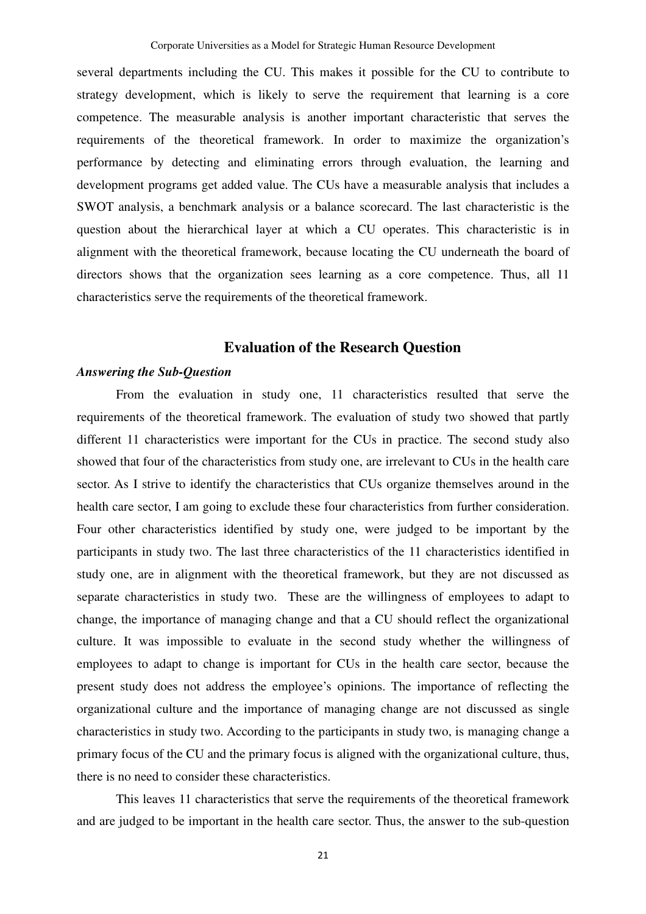several departments including the CU. This makes it possible for the CU to contribute to strategy development, which is likely to serve the requirement that learning is a core competence. The measurable analysis is another important characteristic that serves the requirements of the theoretical framework. In order to maximize the organization's performance by detecting and eliminating errors through evaluation, the learning and development programs get added value. The CUs have a measurable analysis that includes a SWOT analysis, a benchmark analysis or a balance scorecard. The last characteristic is the question about the hierarchical layer at which a CU operates. This characteristic is in alignment with the theoretical framework, because locating the CU underneath the board of directors shows that the organization sees learning as a core competence. Thus, all 11 characteristics serve the requirements of the theoretical framework.

## Evaluation of the Research Question

### *Answering the Sub-Question*

From the evaluation in study one, 11 characteristics resulted that serve the requirements of the theoretical framework. The evaluation of study two showed that partly different 11 characteristics were important for the CUs in practice. The second study also showed that four of the characteristics from study one, are irrelevant to CUs in the health care sector. As I strive to identify the characteristics that CUs organize themselves around in the health care sector, I am going to exclude these four characteristics from further consideration. Four other characteristics identified by study one, were judged to be important by the participants in study two. The last three characteristics of the 11 characteristics identified in study one, are in alignment with the theoretical framework, but they are not discussed as separate characteristics in study two. These are the willingness of employees to adapt to change, the importance of managing change and that a CU should reflect the organizational culture. It was impossible to evaluate in the second study whether the willingness of employees to adapt to change is important for CUs in the health care sector, because the present study does not address the employee's opinions. The importance of reflecting the organizational culture and the importance of managing change are not discussed as single characteristics in study two. According to the participants in study two, is managing change a primary focus of the CU and the primary focus is aligned with the organizational culture, thus, there is no need to consider these characteristics.

This leaves 11 characteristics that serve the requirements of the theoretical framework and are judged to be important in the health care sector. Thus, the answer to the sub-question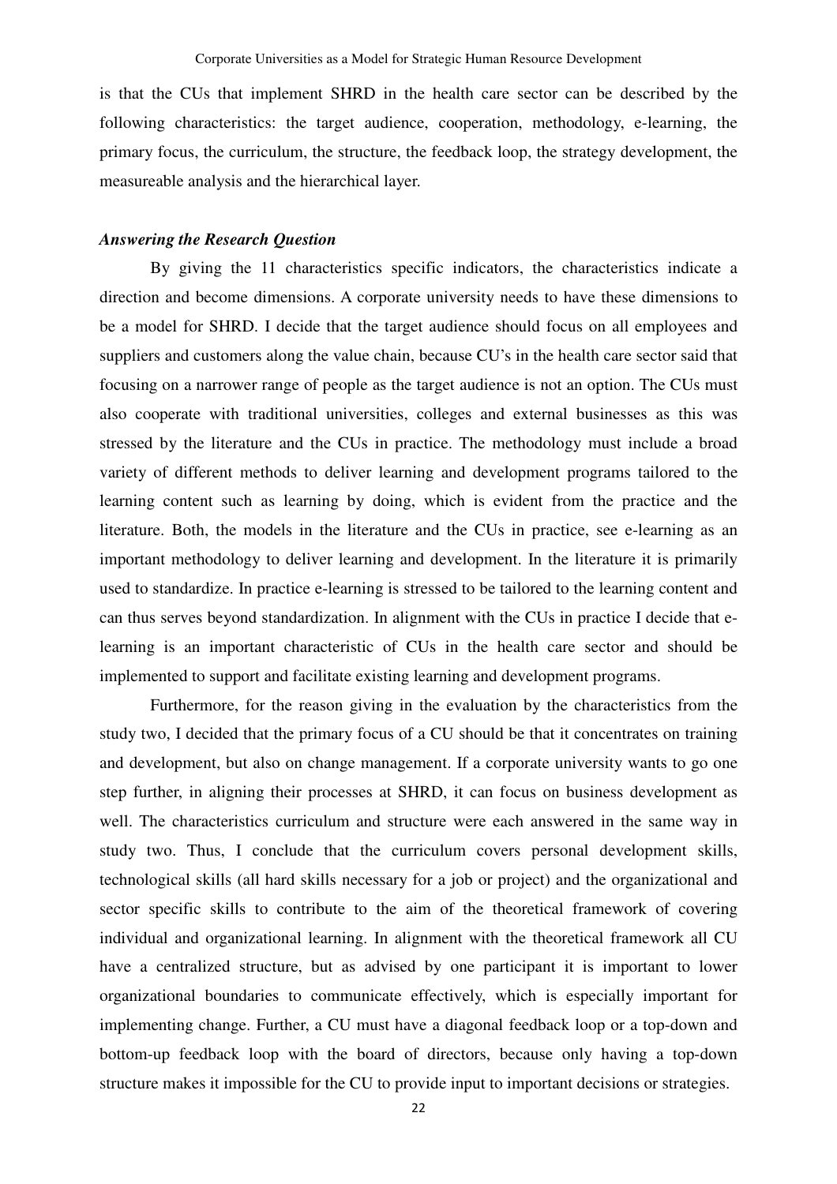is that the CUs that implement SHRD in the health care sector can be described by the following characteristics: the target audience, cooperation, methodology, e-learning, the primary focus, the curriculum, the structure, the feedback loop, the strategy development, the measureable analysis and the hierarchical layer.

### *Answering the Research Question*

By giving the 11 characteristics specific indicators, the characteristics indicate a direction and become dimensions. A corporate university needs to have these dimensions to be a model for SHRD. I decide that the target audience should focus on all employees and suppliers and customers along the value chain, because CU's in the health care sector said that focusing on a narrower range of people as the target audience is not an option. The CUs must also cooperate with traditional universities, colleges and external businesses as this was stressed by the literature and the CUs in practice. The methodology must include a broad variety of different methods to deliver learning and development programs tailored to the learning content such as learning by doing, which is evident from the practice and the literature. Both, the models in the literature and the CUs in practice, see e-learning as an important methodology to deliver learning and development. In the literature it is primarily used to standardize. In practice e-learning is stressed to be tailored to the learning content and can thus serves beyond standardization. In alignment with the CUs in practice I decide that e-learning is an important characteristic of CUs in the health care sector and should be implemented to support and facilitate existing learning and development programs.

Furthermore, for the reason giving in the evaluation by the characteristics from the study two, I decided that the primary focus of a CU should be that it concentrates on training and development, but also on change management. If a corporate university wants to go one step further, in aligning their processes at SHRD, it can focus on business development as well. The characteristics curriculum and structure were each answered in the same way in study two. Thus, I conclude that the curriculum covers personal development skills, technological skills (all hard skills necessary for a job or project) and the organizational and sector specific skills to contribute to the aim of the theoretical framework of covering individual and organizational learning. In alignment with the theoretical framework all CU have a centralized structure, but as advised by one participant it is important to lower organizational boundaries to communicate effectively, which is especially important for implementing change. Further, a CU must have a diagonal feedback loop or a top-down and bottom-up feedback loop with the board of directors, because only having a top-down structure makes it impossible for the CU to provide input to important decisions or strategies.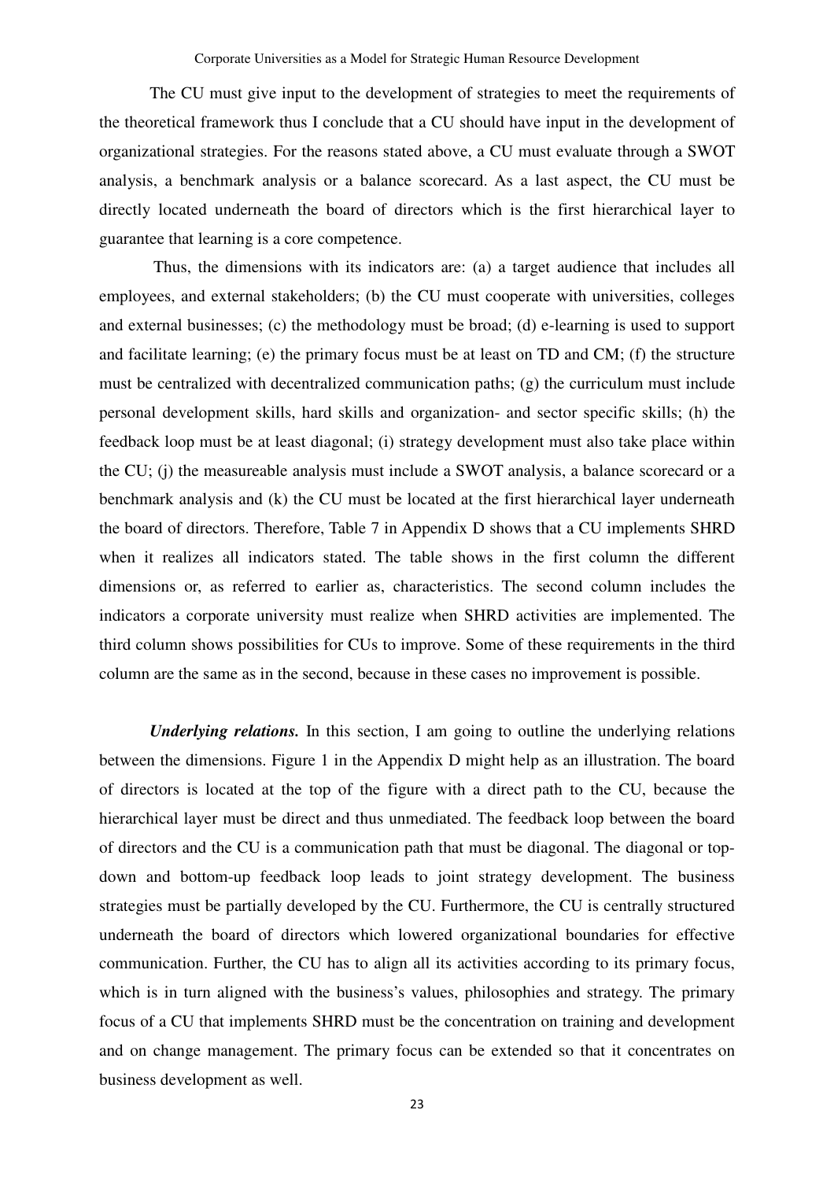The CU must give input to the development of strategies to meet the requirements of the theoretical framework thus I conclude that a CU should have input in the development of organizational strategies. For the reasons stated above, a CU must evaluate through a SWOT analysis, a benchmark analysis or a balance scorecard. As a last aspect, the CU must be directly located underneath the board of directors which is the first hierarchical layer to guarantee that learning is a core competence.

Thus, the dimensions with its indicators are: (a) a target audience that includes all employees, and external stakeholders; (b) the CU must cooperate with universities, colleges and external businesses; (c) the methodology must be broad; (d) e-learning is used to support and facilitate learning; (e) the primary focus must be at least on TD and CM; (f) the structure must be centralized with decentralized communication paths; (g) the curriculum must include personal development skills, hard skills and organization- and sector specific skills; (h) the feedback loop must be at least diagonal; (i) strategy development must also take place within the CU; (j) the measureable analysis must include a SWOT analysis, a balance scorecard or a benchmark analysis and (k) the CU must be located at the first hierarchical layer underneath the board of directors. Therefore, Table 7 in Appendix D shows that a CU implements SHRD when it realizes all indicators stated. The table shows in the first column the different dimensions or, as referred to earlier as, characteristics. The second column includes the indicators a corporate university must realize when SHRD activities are implemented. The third column shows possibilities for CUs to improve. Some of these requirements in the third column are the same as in the second, because in these cases no improvement is possible.

***Underlying relations.*** In this section, I am going to outline the underlying relations between the dimensions. Figure 1 in the Appendix D might help as an illustration. The board of directors is located at the top of the figure with a direct path to the CU, because the hierarchical layer must be direct and thus unmediated. The feedback loop between the board of directors and the CU is a communication path that must be diagonal. The diagonal or top-down and bottom-up feedback loop leads to joint strategy development. The business strategies must be partially developed by the CU. Furthermore, the CU is centrally structured underneath the board of directors which lowered organizational boundaries for effective communication. Further, the CU has to align all its activities according to its primary focus, which is in turn aligned with the business's values, philosophies and strategy. The primary focus of a CU that implements SHRD must be the concentration on training and development and on change management. The primary focus can be extended so that it concentrates on business development as well.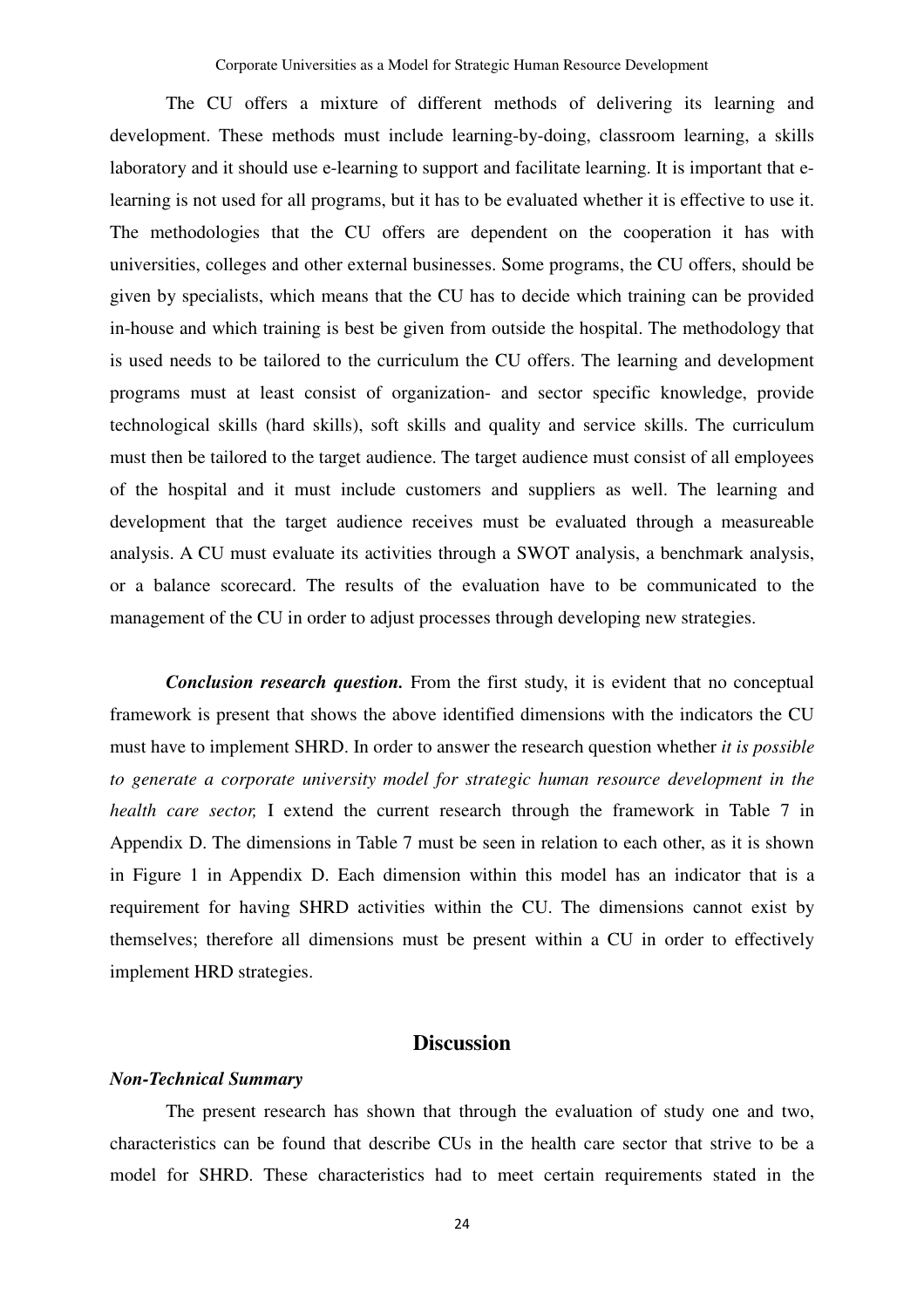The CU offers a mixture of different methods of delivering its learning and development. These methods must include learning-by-doing, classroom learning, a skills laboratory and it should use e-learning to support and facilitate learning. It is important that e-learning is not used for all programs, but it has to be evaluated whether it is effective to use it. The methodologies that the CU offers are dependent on the cooperation it has with universities, colleges and other external businesses. Some programs, the CU offers, should be given by specialists, which means that the CU has to decide which training can be provided in-house and which training is best be given from outside the hospital. The methodology that is used needs to be tailored to the curriculum the CU offers. The learning and development programs must at least consist of organization- and sector specific knowledge, provide technological skills (hard skills), soft skills and quality and service skills. The curriculum must then be tailored to the target audience. The target audience must consist of all employees of the hospital and it must include customers and suppliers as well. The learning and development that the target audience receives must be evaluated through a measureable analysis. A CU must evaluate its activities through a SWOT analysis, a benchmark analysis, or a balance scorecard. The results of the evaluation have to be communicated to the management of the CU in order to adjust processes through developing new strategies.

***Conclusion research question.*** From the first study, it is evident that no conceptual framework is present that shows the above identified dimensions with the indicators the CU must have to implement SHRD. In order to answer the research question whether *it is possible to generate a corporate university model for strategic human resource development in the health care sector,* I extend the current research through the framework in Table 7 in Appendix D. The dimensions in Table 7 must be seen in relation to each other, as it is shown in Figure 1 in Appendix D. Each dimension within this model has an indicator that is a requirement for having SHRD activities within the CU. The dimensions cannot exist by themselves; therefore all dimensions must be present within a CU in order to effectively implement HRD strategies.

## Discussion

### *Non-Technical Summary*

The present research has shown that through the evaluation of study one and two, characteristics can be found that describe CUs in the health care sector that strive to be a model for SHRD. These characteristics had to meet certain requirements stated in the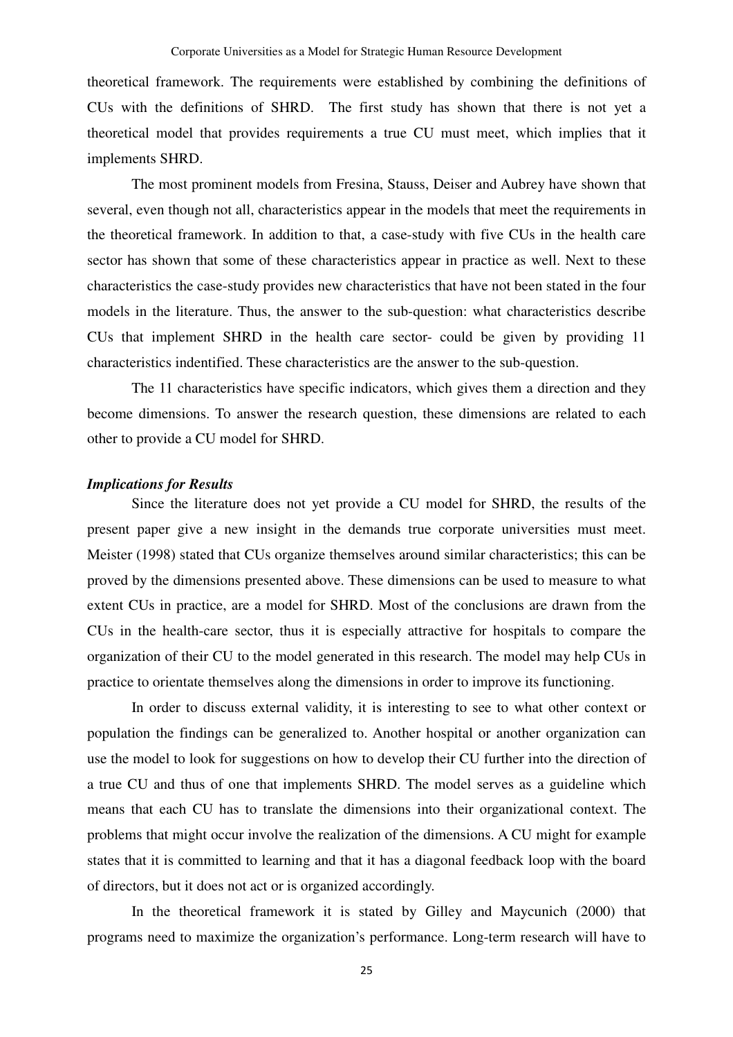theoretical framework. The requirements were established by combining the definitions of CUs with the definitions of SHRD. The first study has shown that there is not yet a theoretical model that provides requirements a true CU must meet, which implies that it implements SHRD.

The most prominent models from Fresina, Stauss, Deiser and Aubrey have shown that several, even though not all, characteristics appear in the models that meet the requirements in the theoretical framework. In addition to that, a case-study with five CUs in the health care sector has shown that some of these characteristics appear in practice as well. Next to these characteristics the case-study provides new characteristics that have not been stated in the four models in the literature. Thus, the answer to the sub-question: what characteristics describe CUs that implement SHRD in the health care sector- could be given by providing 11 characteristics indentified. These characteristics are the answer to the sub-question.

The 11 characteristics have specific indicators, which gives them a direction and they become dimensions. To answer the research question, these dimensions are related to each other to provide a CU model for SHRD.

***Implications for Results***

Since the literature does not yet provide a CU model for SHRD, the results of the present paper give a new insight in the demands true corporate universities must meet. Meister (1998) stated that CUs organize themselves around similar characteristics; this can be proved by the dimensions presented above. These dimensions can be used to measure to what extent CUs in practice, are a model for SHRD. Most of the conclusions are drawn from the CUs in the health-care sector, thus it is especially attractive for hospitals to compare the organization of their CU to the model generated in this research. The model may help CUs in practice to orientate themselves along the dimensions in order to improve its functioning.

In order to discuss external validity, it is interesting to see to what other context or population the findings can be generalized to. Another hospital or another organization can use the model to look for suggestions on how to develop their CU further into the direction of a true CU and thus of one that implements SHRD. The model serves as a guideline which means that each CU has to translate the dimensions into their organizational context. The problems that might occur involve the realization of the dimensions. A CU might for example states that it is committed to learning and that it has a diagonal feedback loop with the board of directors, but it does not act or is organized accordingly.

In the theoretical framework it is stated by Gilley and Maycunich (2000) that programs need to maximize the organization's performance. Long-term research will have to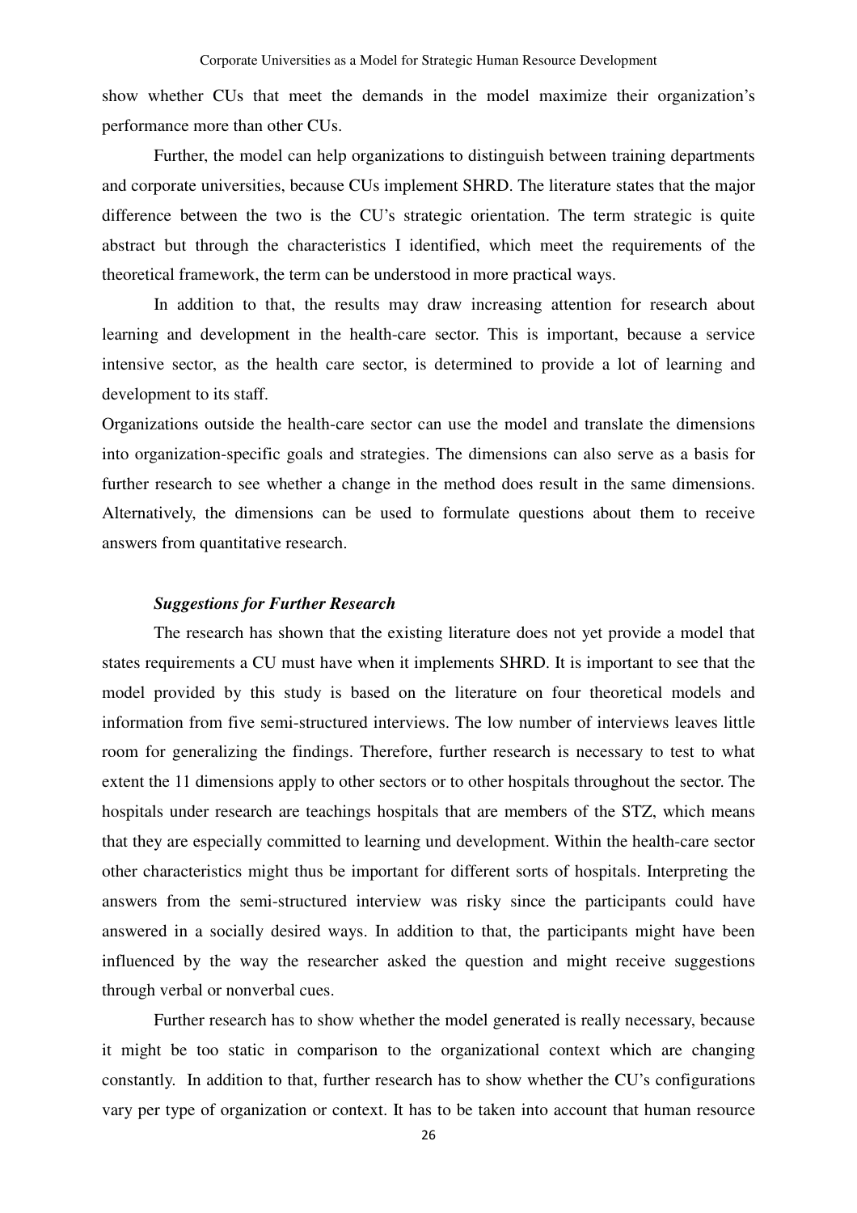show whether CUs that meet the demands in the model maximize their organization's performance more than other CUs.

Further, the model can help organizations to distinguish between training departments and corporate universities, because CUs implement SHRD. The literature states that the major difference between the two is the CU's strategic orientation. The term strategic is quite abstract but through the characteristics I identified, which meet the requirements of the theoretical framework, the term can be understood in more practical ways.

In addition to that, the results may draw increasing attention for research about learning and development in the health-care sector. This is important, because a service intensive sector, as the health care sector, is determined to provide a lot of learning and development to its staff.

Organizations outside the health-care sector can use the model and translate the dimensions into organization-specific goals and strategies. The dimensions can also serve as a basis for further research to see whether a change in the method does result in the same dimensions. Alternatively, the dimensions can be used to formulate questions about them to receive answers from quantitative research.

***Suggestions for Further Research***

The research has shown that the existing literature does not yet provide a model that states requirements a CU must have when it implements SHRD. It is important to see that the model provided by this study is based on the literature on four theoretical models and information from five semi-structured interviews. The low number of interviews leaves little room for generalizing the findings. Therefore, further research is necessary to test to what extent the 11 dimensions apply to other sectors or to other hospitals throughout the sector. The hospitals under research are teachings hospitals that are members of the STZ, which means that they are especially committed to learning und development. Within the health-care sector other characteristics might thus be important for different sorts of hospitals. Interpreting the answers from the semi-structured interview was risky since the participants could have answered in a socially desired ways. In addition to that, the participants might have been influenced by the way the researcher asked the question and might receive suggestions through verbal or nonverbal cues.

Further research has to show whether the model generated is really necessary, because it might be too static in comparison to the organizational context which are changing constantly. In addition to that, further research has to show whether the CU's configurations vary per type of organization or context. It has to be taken into account that human resource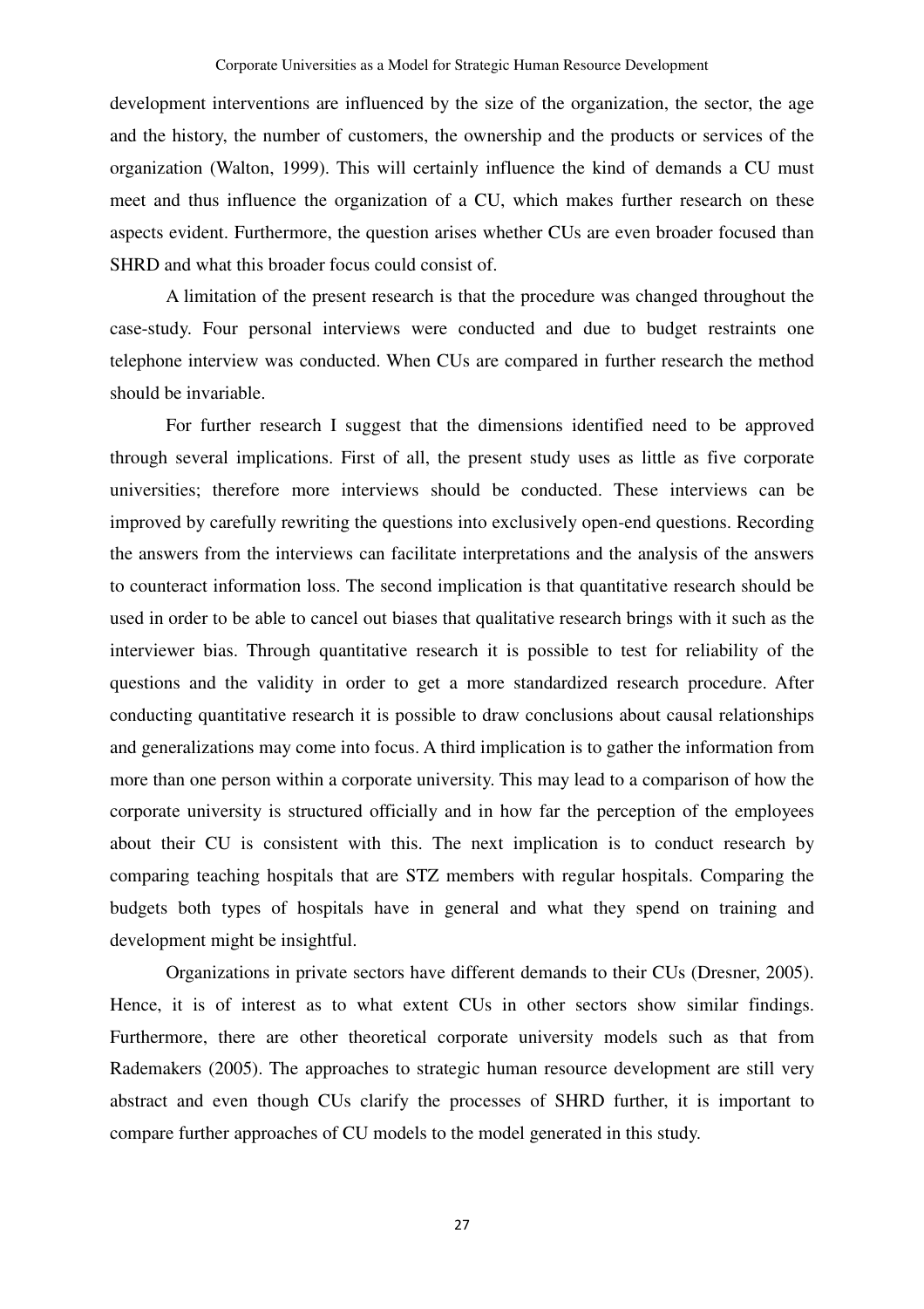development interventions are influenced by the size of the organization, the sector, the age and the history, the number of customers, the ownership and the products or services of the organization (Walton, 1999). This will certainly influence the kind of demands a CU must meet and thus influence the organization of a CU, which makes further research on these aspects evident. Furthermore, the question arises whether CUs are even broader focused than SHRD and what this broader focus could consist of.

A limitation of the present research is that the procedure was changed throughout the case-study. Four personal interviews were conducted and due to budget restraints one telephone interview was conducted. When CUs are compared in further research the method should be invariable.

For further research I suggest that the dimensions identified need to be approved through several implications. First of all, the present study uses as little as five corporate universities; therefore more interviews should be conducted. These interviews can be improved by carefully rewriting the questions into exclusively open-end questions. Recording the answers from the interviews can facilitate interpretations and the analysis of the answers to counteract information loss. The second implication is that quantitative research should be used in order to be able to cancel out biases that qualitative research brings with it such as the interviewer bias. Through quantitative research it is possible to test for reliability of the questions and the validity in order to get a more standardized research procedure. After conducting quantitative research it is possible to draw conclusions about causal relationships and generalizations may come into focus. A third implication is to gather the information from more than one person within a corporate university. This may lead to a comparison of how the corporate university is structured officially and in how far the perception of the employees about their CU is consistent with this. The next implication is to conduct research by comparing teaching hospitals that are STZ members with regular hospitals. Comparing the budgets both types of hospitals have in general and what they spend on training and development might be insightful.

Organizations in private sectors have different demands to their CUs (Dresner, 2005). Hence, it is of interest as to what extent CUs in other sectors show similar findings. Furthermore, there are other theoretical corporate university models such as that from Rademakers (2005). The approaches to strategic human resource development are still very abstract and even though CUs clarify the processes of SHRD further, it is important to compare further approaches of CU models to the model generated in this study.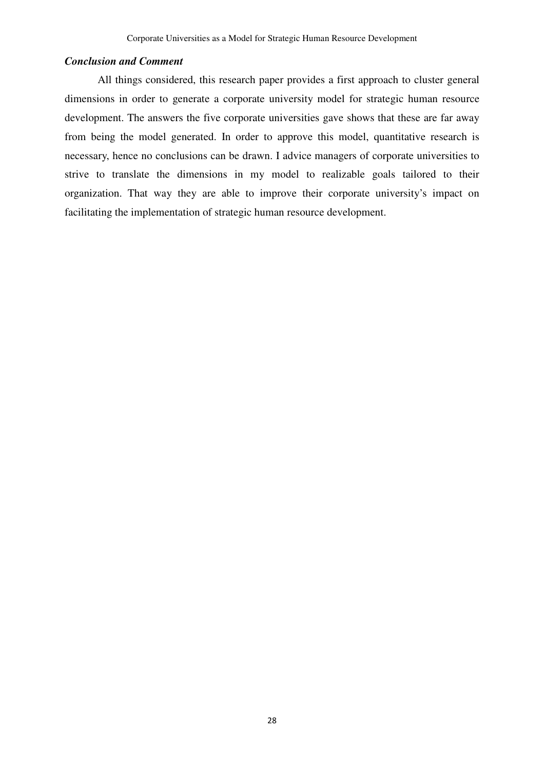### *Conclusion and Comment*

All things considered, this research paper provides a first approach to cluster general dimensions in order to generate a corporate university model for strategic human resource development. The answers the five corporate universities gave shows that these are far away from being the model generated. In order to approve this model, quantitative research is necessary, hence no conclusions can be drawn. I advice managers of corporate universities to strive to translate the dimensions in my model to realizable goals tailored to their organization. That way they are able to improve their corporate university's impact on facilitating the implementation of strategic human resource development.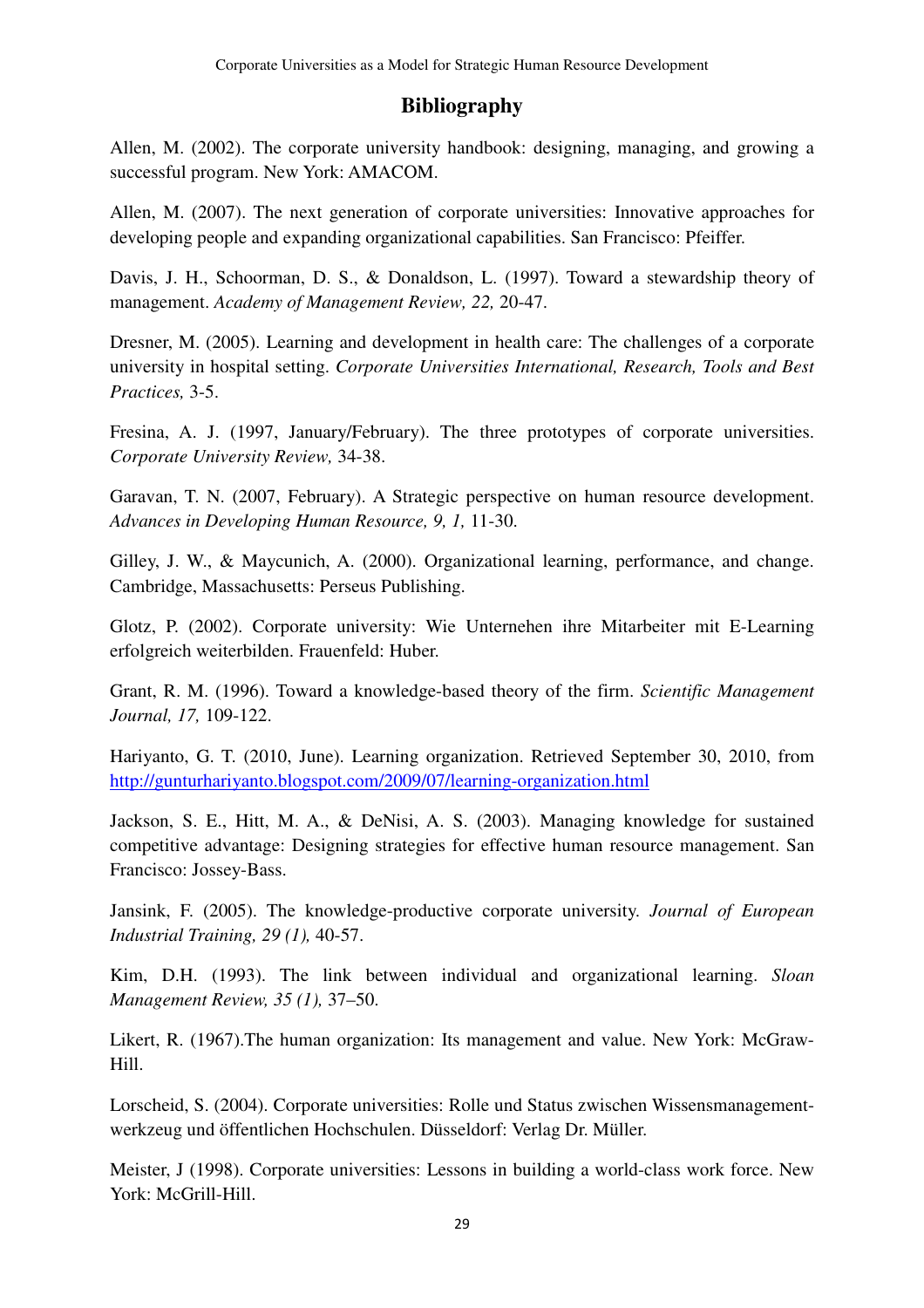# Bibliography

Allen, M. (2002). The corporate university handbook: designing, managing, and growing a successful program. New York: AMACOM.

Allen, M. (2007). The next generation of corporate universities: Innovative approaches for developing people and expanding organizational capabilities. San Francisco: Pfeiffer.

Davis, J. H., Schoorman, D. S., & Donaldson, L. (1997). Toward a stewardship theory of management. *Academy of Management Review, 22,* 20-47.

Dresner, M. (2005). Learning and development in health care: The challenges of a corporate university in hospital setting. *Corporate Universities International, Research, Tools and Best Practices,* 3-5.

Fresina, A. J. (1997, January/February). The three prototypes of corporate universities. *Corporate University Review,* 34-38.

Garavan, T. N. (2007, February). A Strategic perspective on human resource development. *Advances in Developing Human Resource, 9, 1,* 11-30.

Gilley, J. W., & Maycunich, A. (2000). Organizational learning, performance, and change. Cambridge, Massachusetts: Perseus Publishing.

Glotz, P. (2002). Corporate university: Wie Unternehen ihre Mitarbeiter mit E-Learning erfolgreich weiterbilden. Frauenfeld: Huber.

Grant, R. M. (1996). Toward a knowledge-based theory of the firm. *Scientific Management Journal, 17,* 109-122.

Hariyanto, G. T. (2010, June). Learning organization. Retrieved September 30, 2010, from [http://gunturhariyanto.blogspot.com/2009/07/learning-organization.html](http://gunturhariyanto.blogspot.com/2009/07/learning-organization.html)

Jackson, S. E., Hitt, M. A., & DeNisi, A. S. (2003). Managing knowledge for sustained competitive advantage: Designing strategies for effective human resource management. San Francisco: Jossey-Bass.

Jansink, F. (2005). The knowledge-productive corporate university. *Journal of European Industrial Training, 29 (1),* 40-57.

Kim, D.H. (1993). The link between individual and organizational learning. *Sloan Management Review, 35 (1),* 37–50.

Likert, R. (1967).The human organization: Its management and value. New York: McGraw-Hill.

Lorscheid, S. (2004). Corporate universities: Rolle und Status zwischen Wissensmanagement-werkzeug und öffentlichen Hochschulen. Düsseldorf: Verlag Dr. Müller.

Meister, J (1998). Corporate universities: Lessons in building a world-class work force. New York: McGrill-Hill.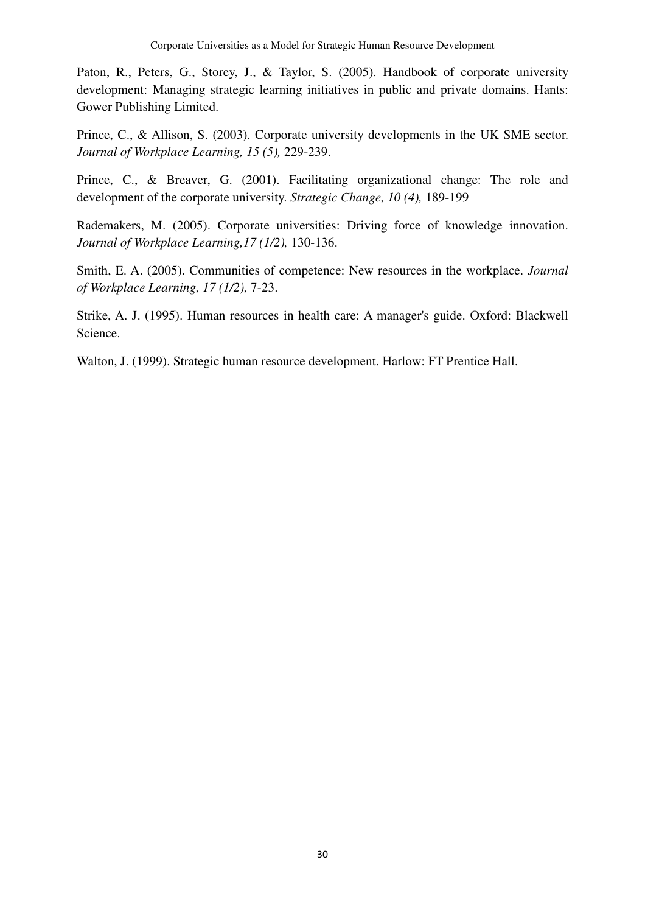Paton, R., Peters, G., Storey, J., & Taylor, S. (2005). Handbook of corporate university development: Managing strategic learning initiatives in public and private domains. Hants: Gower Publishing Limited.

Prince, C., & Allison, S. (2003). Corporate university developments in the UK SME sector. *Journal of Workplace Learning, 15 (5),* 229-239.

Prince, C., & Breaver, G. (2001). Facilitating organizational change: The role and development of the corporate university. *Strategic Change, 10 (4),* 189-199

Rademakers, M. (2005). Corporate universities: Driving force of knowledge innovation. *Journal of Workplace Learning,17 (1/2),* 130-136.

Smith, E. A. (2005). Communities of competence: New resources in the workplace. *Journal of Workplace Learning, 17 (1/2),* 7-23.

Strike, A. J. (1995). Human resources in health care: A manager's guide. Oxford: Blackwell Science.

Walton, J. (1999). Strategic human resource development. Harlow: FT Prentice Hall.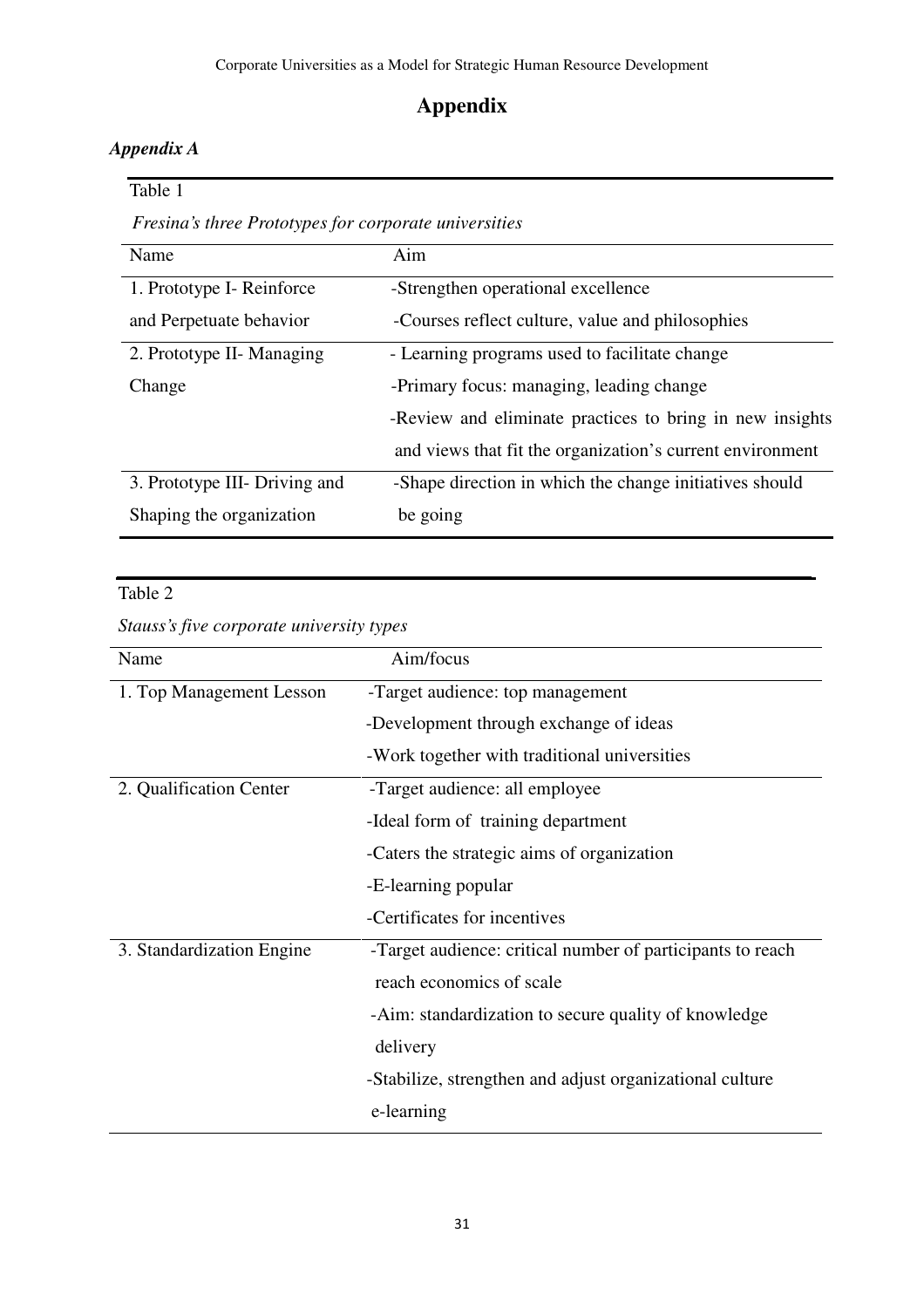# Appendix

***Appendix A***

Table 1

*Fresina's three Prototypes for corporate universities*

| Name | Aim |
|---|---|
| 1. Prototype I- Reinforce and Perpetuate behavior | -Strengthen operational excellence<br>-Courses reflect culture, value and philosophies |
| 2. Prototype II- Managing Change | - Learning programs used to facilitate change<br>-Primary focus: managing, leading change<br>-Review and eliminate practices to bring in new insights and views that fit the organization's current environment |
| 3. Prototype III- Driving and Shaping the organization | -Shape direction in which the change initiatives should be going |

Table 2

*Stauss's five corporate university types*

| Name | Aim/focus |
|---|---|
| 1. Top Management Lesson | -Target audience: top management<br>-Development through exchange of ideas<br>-Work together with traditional universities |
| 2. Qualification Center | -Target audience: all employee<br>-Ideal form of training department<br>-Caters the strategic aims of organization<br>-E-learning popular<br>-Certificates for incentives |
| 3. Standardization Engine | -Target audience: critical number of participants to reach reach economics of scale<br>-Aim: standardization to secure quality of knowledge delivery<br>-Stabilize, strengthen and adjust organizational culture e-learning |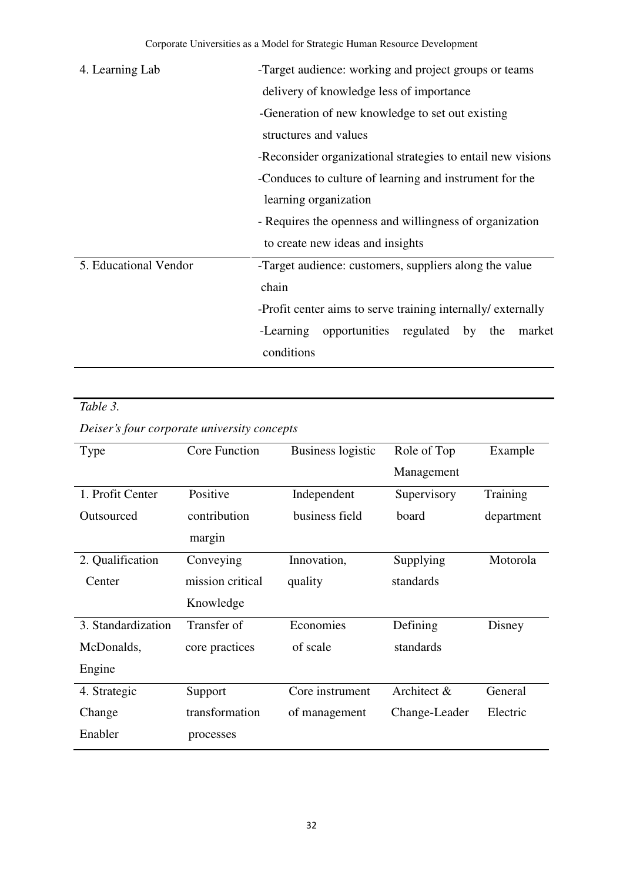| | |
|---|---|
| 4. Learning Lab | -Target audience: working and project groups or teams delivery of knowledge less of importance<br>-Generation of new knowledge to set out existing structures and values<br>-Reconsider organizational strategies to entail new visions<br>-Conduces to culture of learning and instrument for the learning organization<br>- Requires the openness and willingness of organization to create new ideas and insights |
| 5. Educational Vendor | -Target audience: customers, suppliers along the value chain<br>-Profit center aims to serve training internally/ externally<br>-Learning opportunities regulated by the market conditions |

*Table 3.*

*Deiser's four corporate university concepts*

| Type | Core Function | Business logistic | Role of Top Management | Example |
|---|---|---|---|---|
| 1. Profit Center Outsourced | Positive contribution margin | Independent business field | Supervisory board | Training department |
| 2. Qualification Center | Conveying mission critical Knowledge | Innovation, quality | Supplying standards | Motorola |
| 3. Standardization McDonalds, Engine | Transfer of core practices | Economies of scale | Defining standards | Disney |
| 4. Strategic Change Enabler | Support transformation processes | Core instrument of management | Architect & Change-Leader | General Electric |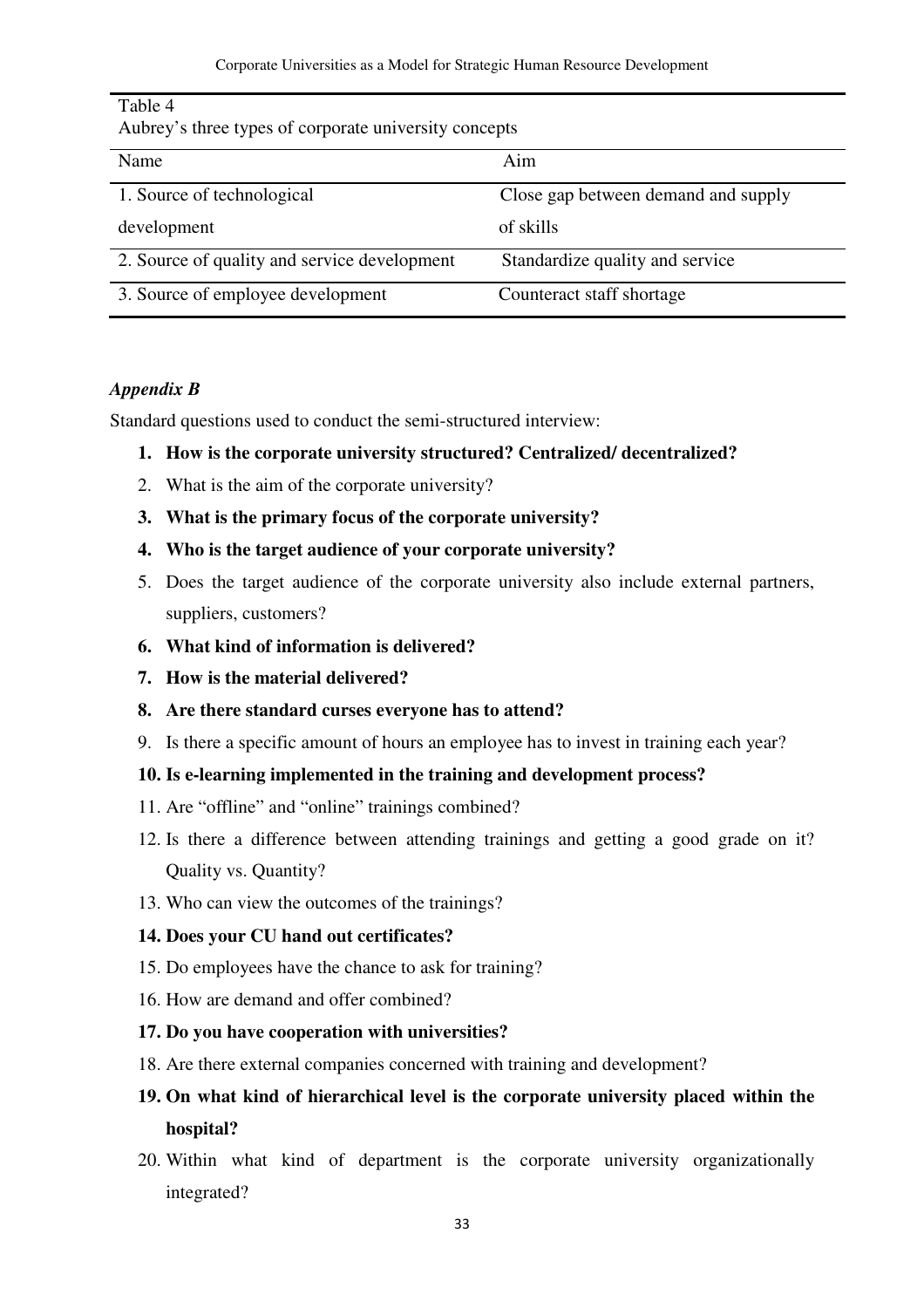Table 4
Aubrey's three types of corporate university concepts

| Name | Aim |
| --- | --- |
| 1. Source of technological development | Close gap between demand and supply of skills |
| 2. Source of quality and service development | Standardize quality and service |
| 3. Source of employee development | Counteract staff shortage |

### *Appendix B*

Standard questions used to conduct the semi-structured interview:

1. **How is the corporate university structured? Centralized/ decentralized?**
2. What is the aim of the corporate university?
3. **What is the primary focus of the corporate university?**
4. **Who is the target audience of your corporate university?**
5. Does the target audience of the corporate university also include external partners, suppliers, customers?
6. **What kind of information is delivered?**
7. **How is the material delivered?**
8. **Are there standard curses everyone has to attend?**
9. Is there a specific amount of hours an employee has to invest in training each year?
10. **Is e-learning implemented in the training and development process?**
11. Are "offline" and "online" trainings combined?
12. Is there a difference between attending trainings and getting a good grade on it? Quality vs. Quantity?
13. Who can view the outcomes of the trainings?
14. **Does your CU hand out certificates?**
15. Do employees have the chance to ask for training?
16. How are demand and offer combined?
17. **Do you have cooperation with universities?**
18. Are there external companies concerned with training and development?
19. **On what kind of hierarchical level is the corporate university placed within the hospital?**
20. Within what kind of department is the corporate university organizationally integrated?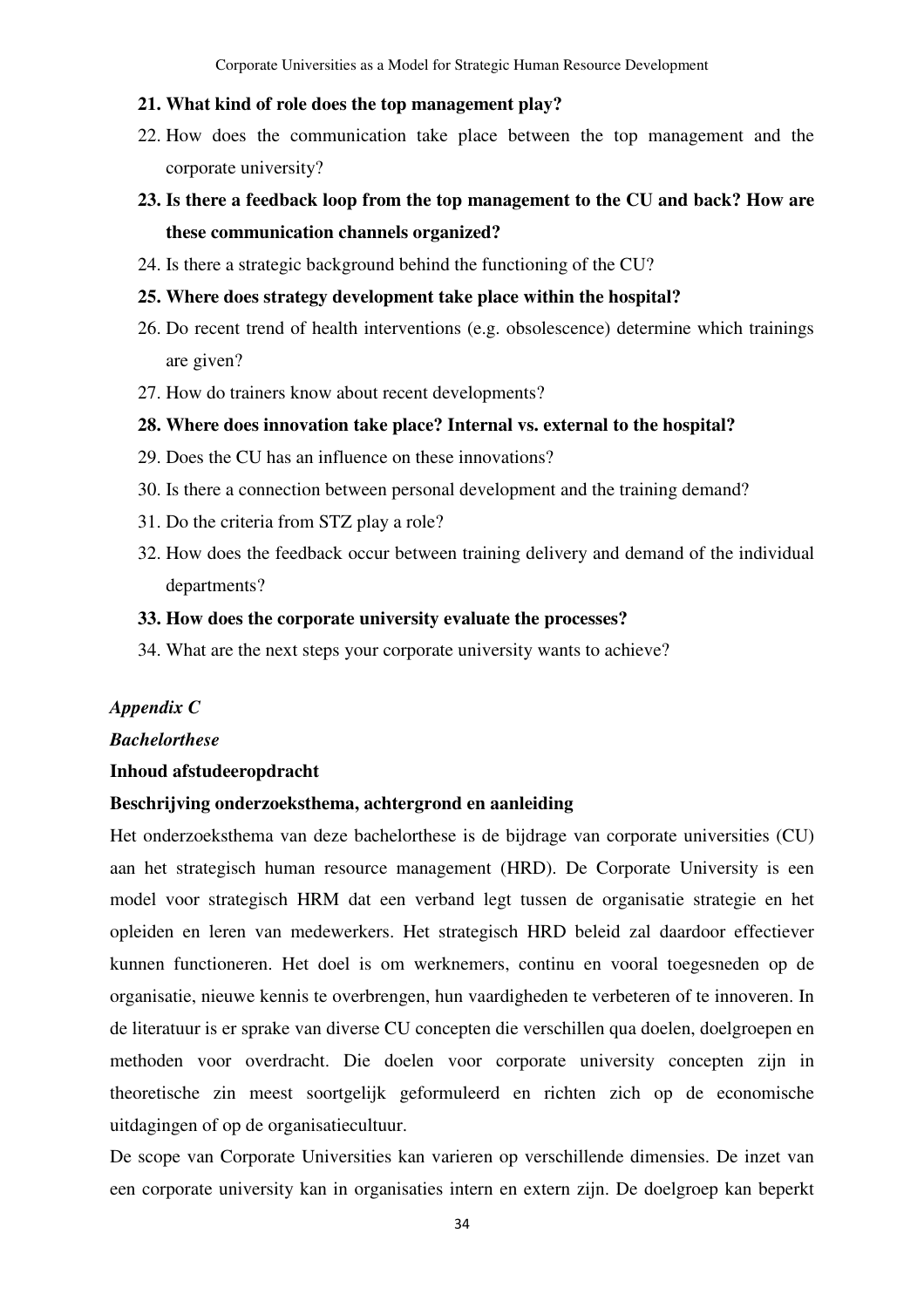**21. What kind of role does the top management play?**

22. How does the communication take place between the top management and the corporate university?

**23. Is there a feedback loop from the top management to the CU and back? How are these communication channels organized?**

24. Is there a strategic background behind the functioning of the CU?

**25. Where does strategy development take place within the hospital?**

26. Do recent trend of health interventions (e.g. obsolescence) determine which trainings are given?

27. How do trainers know about recent developments?

**28. Where does innovation take place? Internal vs. external to the hospital?**

29. Does the CU has an influence on these innovations?

30. Is there a connection between personal development and the training demand?

31. Do the criteria from STZ play a role?

32. How does the feedback occur between training delivery and demand of the individual departments?

**33. How does the corporate university evaluate the processes?**

34. What are the next steps your corporate university wants to achieve?

***Appendix C***

***Bachelorthese***

**Inhoud afstudeeropdracht**

**Beschrijving onderzoeksthema, achtergrond en aanleiding**

Het onderzoeksthema van deze bachelorthese is de bijdrage van corporate universities (CU) aan het strategisch human resource management (HRD). De Corporate University is een model voor strategisch HRM dat een verband legt tussen de organisatie strategie en het opleiden en leren van medewerkers. Het strategisch HRD beleid zal daardoor effectiever kunnen functioneren. Het doel is om werknemers, continu en vooral toegesneden op de organisatie, nieuwe kennis te overbrengen, hun vaardigheden te verbeteren of te innoveren. In de literatuur is er sprake van diverse CU concepten die verschillen qua doelen, doelgroepen en methoden voor overdracht. Die doelen voor corporate university concepten zijn in theoretische zin meest soortgelijk geformuleerd en richten zich op de economische uitdagingen of op de organisatiecultuur.

De scope van Corporate Universities kan varieren op verschillende dimensies. De inzet van een corporate university kan in organisaties intern en extern zijn. De doelgroep kan beperkt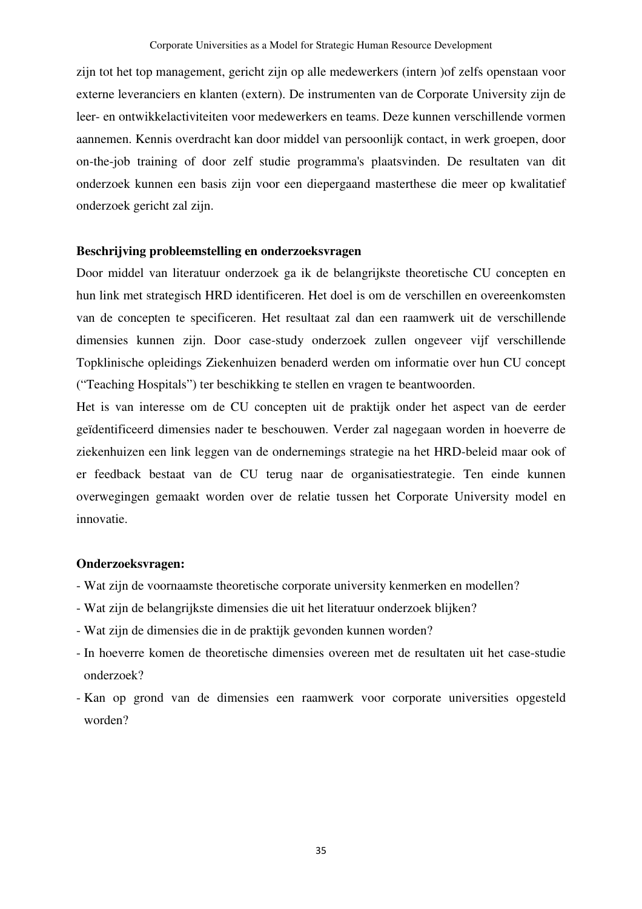zijn tot het top management, gericht zijn op alle medewerkers (intern )of zelfs openstaan voor externe leveranciers en klanten (extern). De instrumenten van de Corporate University zijn de leer- en ontwikkelactiviteiten voor medewerkers en teams. Deze kunnen verschillende vormen aannemen. Kennis overdracht kan door middel van persoonlijk contact, in werk groepen, door on-the-job training of door zelf studie programma's plaatsvinden. De resultaten van dit onderzoek kunnen een basis zijn voor een diepergaand masterthese die meer op kwalitatief onderzoek gericht zal zijn.

**Beschrijving probleemstelling en onderzoeksvragen**

Door middel van literatuur onderzoek ga ik de belangrijkste theoretische CU concepten en hun link met strategisch HRD identificeren. Het doel is om de verschillen en overeenkomsten van de concepten te specificeren. Het resultaat zal dan een raamwerk uit de verschillende dimensies kunnen zijn. Door case-study onderzoek zullen ongeveer vijf verschillende Topklinische opleidings Ziekenhuizen benaderd werden om informatie over hun CU concept ("Teaching Hospitals") ter beschikking te stellen en vragen te beantwoorden.

Het is van interesse om de CU concepten uit de praktijk onder het aspect van de eerder geïdentificeerd dimensies nader te beschouwen. Verder zal nagegaan worden in hoeverre de ziekenhuizen een link leggen van de ondernemings strategie na het HRD-beleid maar ook of er feedback bestaat van de CU terug naar de organisatiestrategie. Ten einde kunnen overwegingen gemaakt worden over de relatie tussen het Corporate University model en innovatie.

**Onderzoeksvragen:**

- Wat zijn de voornaamste theoretische corporate university kenmerken en modellen?
- Wat zijn de belangrijkste dimensies die uit het literatuur onderzoek blijken?
- Wat zijn de dimensies die in de praktijk gevonden kunnen worden?
- In hoeverre komen de theoretische dimensies overeen met de resultaten uit het case-studie onderzoek?
- Kan op grond van de dimensies een raamwerk voor corporate universities opgesteld worden?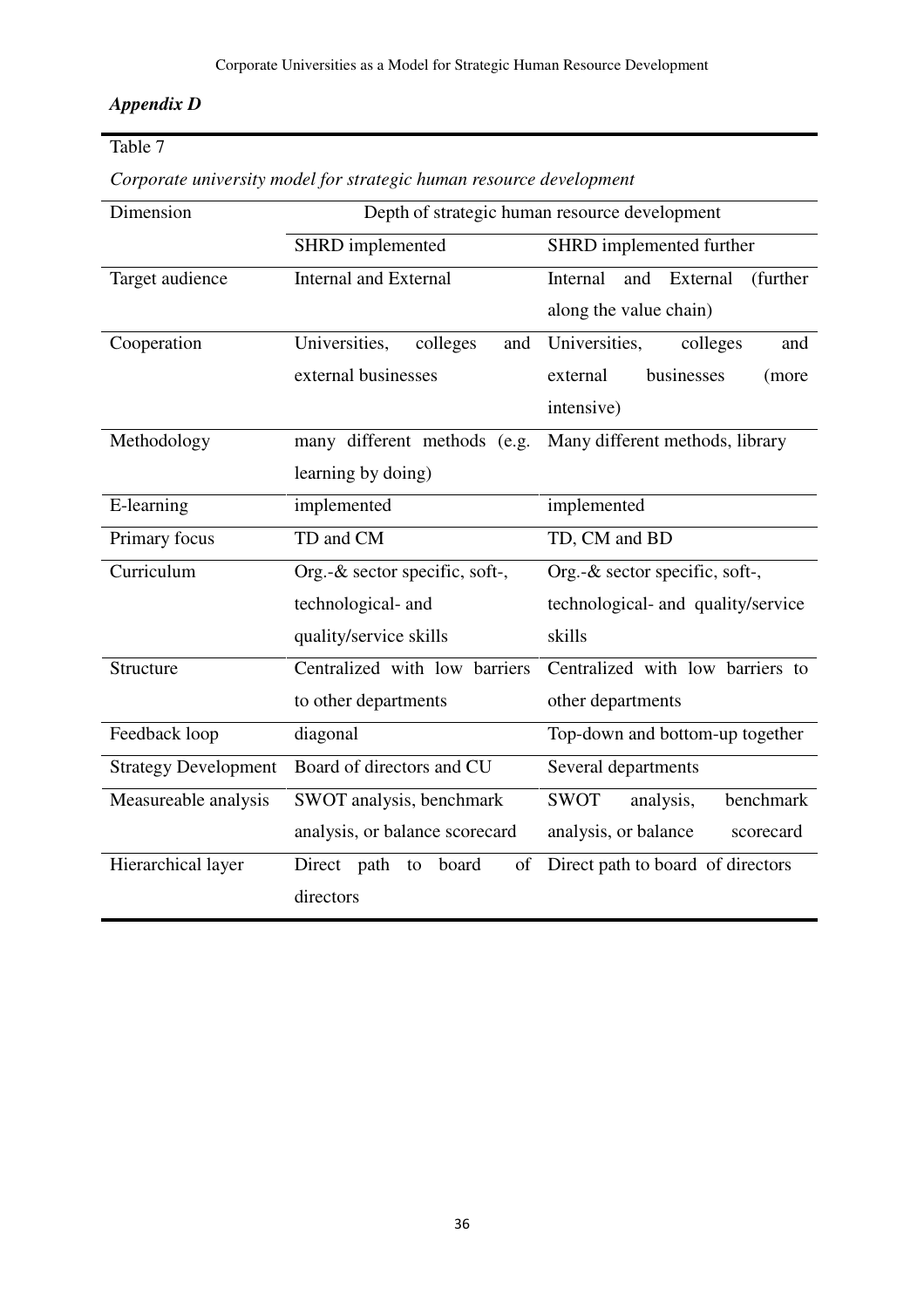***Appendix D***

Table 7

*Corporate university model for strategic human resource development*

| Dimension | Depth of strategic human resource development | |
|---|---|---|
| | SHRD implemented | SHRD implemented further |
| Target audience | Internal and External | Internal and External (further along the value chain) |
| Cooperation | Universities, colleges and external businesses | Universities, colleges and external businesses (more intensive) |
| Methodology | many different methods (e.g. learning by doing) | Many different methods, library |
| E-learning | implemented | implemented |
| Primary focus | TD and CM | TD, CM and BD |
| Curriculum | Org.-& sector specific, soft-, technological- and quality/service skills | Org.-& sector specific, soft-, technological- and quality/service skills |
| Structure | Centralized with low barriers to other departments | Centralized with low barriers to other departments |
| Feedback loop | diagonal | Top-down and bottom-up together |
| Strategy Development | Board of directors and CU | Several departments |
| Measureable analysis | SWOT analysis, benchmark analysis, or balance scorecard | SWOT analysis, benchmark analysis, or balance scorecard |
| Hierarchical layer | Direct path to board of directors | Direct path to board of directors |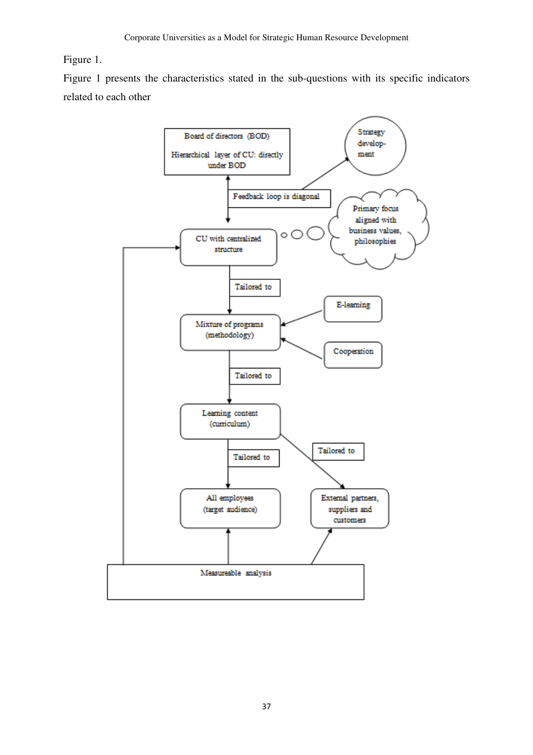Figure 1.

Figure 1 presents the characteristics stated in the sub-questions with its specific indicators related to each other

Board of directors (BOD)

Hierarchical layer of CU: directly under BOD

Strategy develop-ment

Feedback loop is diagonal

Primary focus aligned with business values, philosophies

CU with centralized structure

Tailored to

E-learning

Mixture of programs (methodology)

Cooperation

Tailored to

Learning content (curriculum)

Tailored to

Tailored to

All employees (target audience)

External partners, suppliers and customers

Measureable analysis